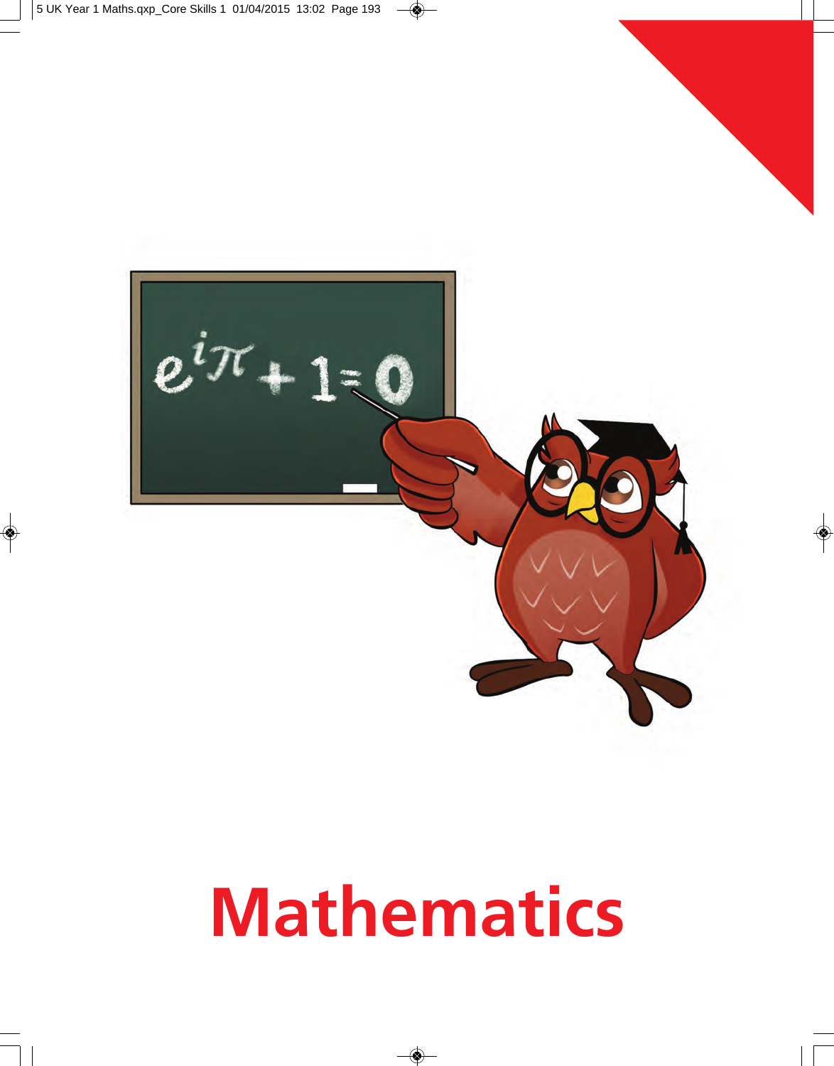# Mathematics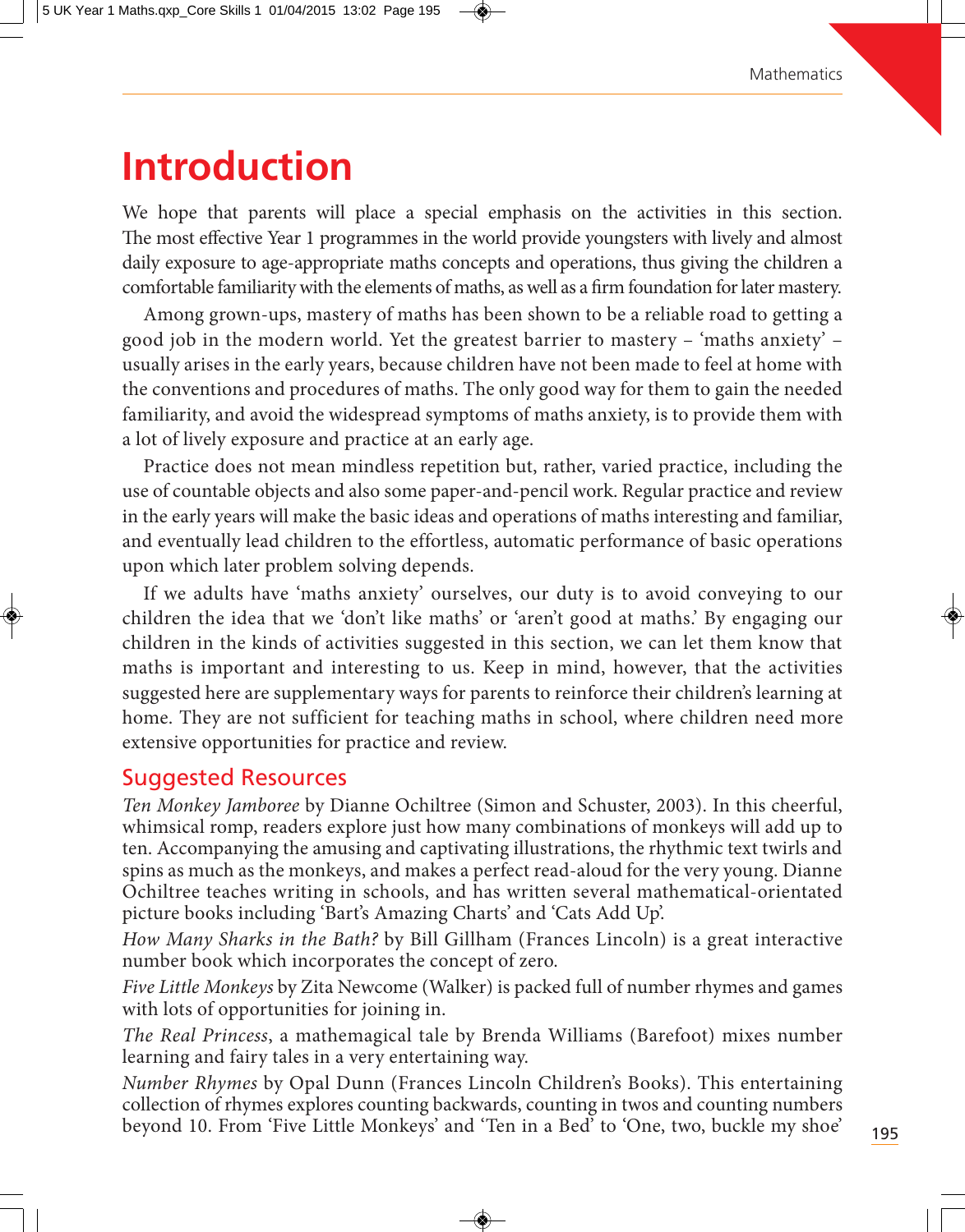# Introduction

We hope that parents will place a special emphasis on the activities in this section. The most effective Year 1 programmes in the world provide youngsters with lively and almost daily exposure to age-appropriate maths concepts and operations, thus giving the children a comfortable familiarity with the elements of maths, as well as a firm foundation for later mastery.

Among grown-ups, mastery of maths has been shown to be a reliable road to getting a good job in the modern world. Yet the greatest barrier to mastery – 'maths anxiety' – usually arises in the early years, because children have not been made to feel at home with the conventions and procedures of maths. The only good way for them to gain the needed familiarity, and avoid the widespread symptoms of maths anxiety, is to provide them with a lot of lively exposure and practice at an early age.

Practice does not mean mindless repetition but, rather, varied practice, including the use of countable objects and also some paper-and-pencil work. Regular practice and review in the early years will make the basic ideas and operations of maths interesting and familiar, and eventually lead children to the effortless, automatic performance of basic operations upon which later problem solving depends.

If we adults have 'maths anxiety' ourselves, our duty is to avoid conveying to our children the idea that we 'don't like maths' or 'aren't good at maths.' By engaging our children in the kinds of activities suggested in this section, we can let them know that maths is important and interesting to us. Keep in mind, however, that the activities suggested here are supplementary ways for parents to reinforce their children's learning at home. They are not sufficient for teaching maths in school, where children need more extensive opportunities for practice and review.

## Suggested Resources

*Ten Monkey Jamboree* by Dianne Ochiltree (Simon and Schuster, 2003). In this cheerful, whimsical romp, readers explore just how many combinations of monkeys will add up to ten. Accompanying the amusing and captivating illustrations, the rhythmic text twirls and spins as much as the monkeys, and makes a perfect read-aloud for the very young. Dianne Ochiltree teaches writing in schools, and has written several mathematical-orientated picture books including 'Bart's Amazing Charts' and 'Cats Add Up'.

*How Many Sharks in the Bath?* by Bill Gillham (Frances Lincoln) is a great interactive number book which incorporates the concept of zero.

*Five Little Monkeys* by Zita Newcome (Walker) is packed full of number rhymes and games with lots of opportunities for joining in.

*The Real Princess*, a mathemagical tale by Brenda Williams (Barefoot) mixes number learning and fairy tales in a very entertaining way.

*Number Rhymes* by Opal Dunn (Frances Lincoln Children's Books). This entertaining collection of rhymes explores counting backwards, counting in twos and counting numbers beyond 10. From 'Five Little Monkeys' and 'Ten in a Bed' to 'One, two, buckle my shoe'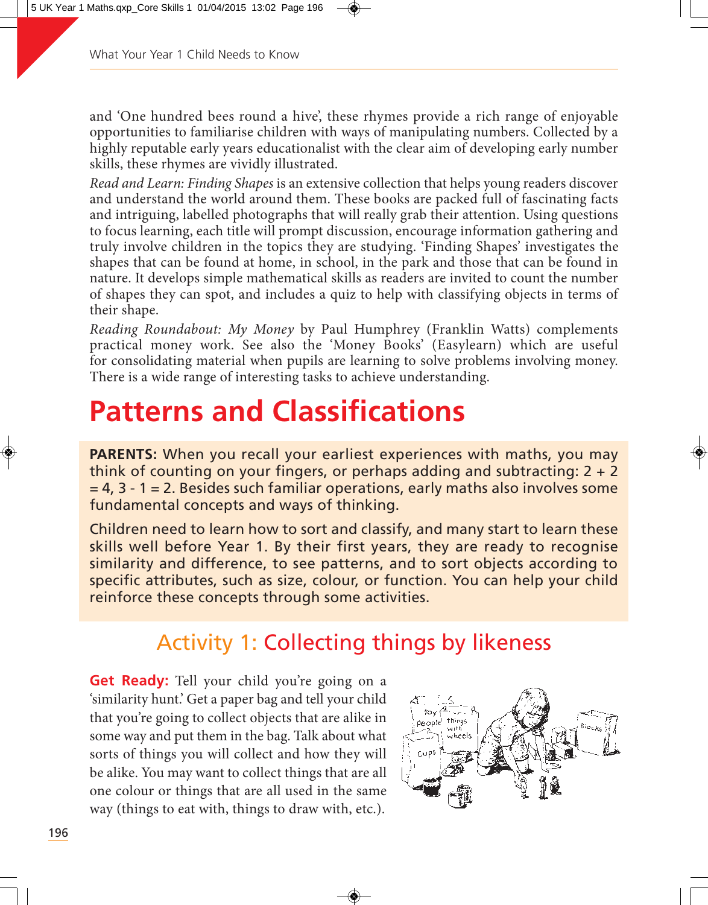and 'One hundred bees round a hive', these rhymes provide a rich range of enjoyable opportunities to familiarise children with ways of manipulating numbers. Collected by a highly reputable early years educationalist with the clear aim of developing early number skills, these rhymes are vividly illustrated.

*Read and Learn: Finding Shapes* is an extensive collection that helps young readers discover and understand the world around them. These books are packed full of fascinating facts and intriguing, labelled photographs that will really grab their attention. Using questions to focus learning, each title will prompt discussion, encourage information gathering and truly involve children in the topics they are studying. 'Finding Shapes' investigates the shapes that can be found at home, in school, in the park and those that can be found in nature. It develops simple mathematical skills as readers are invited to count the number of shapes they can spot, and includes a quiz to help with classifying objects in terms of their shape.

*Reading Roundabout: My Money* by Paul Humphrey (Franklin Watts) complements practical money work. See also the 'Money Books' (Easylearn) which are useful for consolidating material when pupils are learning to solve problems involving money. There is a wide range of interesting tasks to achieve understanding.

# Patterns and Classifications

**PARENTS:** When you recall your earliest experiences with maths, you may think of counting on your fingers, or perhaps adding and subtracting: 2 + 2 = 4, 3 - 1 = 2. Besides such familiar operations, early maths also involves some fundamental concepts and ways of thinking.

Children need to learn how to sort and classify, and many start to learn these skills well before Year 1. By their first years, they are ready to recognise similarity and difference, to see patterns, and to sort objects according to specific attributes, such as size, colour, or function. You can help your child reinforce these concepts through some activities.

## Activity 1: Collecting things by likeness

**Get Ready:** Tell your child you're going on a 'similarity hunt.' Get a paper bag and tell your child that you're going to collect objects that are alike in some way and put them in the bag. Talk about what sorts of things you will collect and how they will be alike. You may want to collect things that are all one colour or things that are all used in the same way (things to eat with, things to draw with, etc.).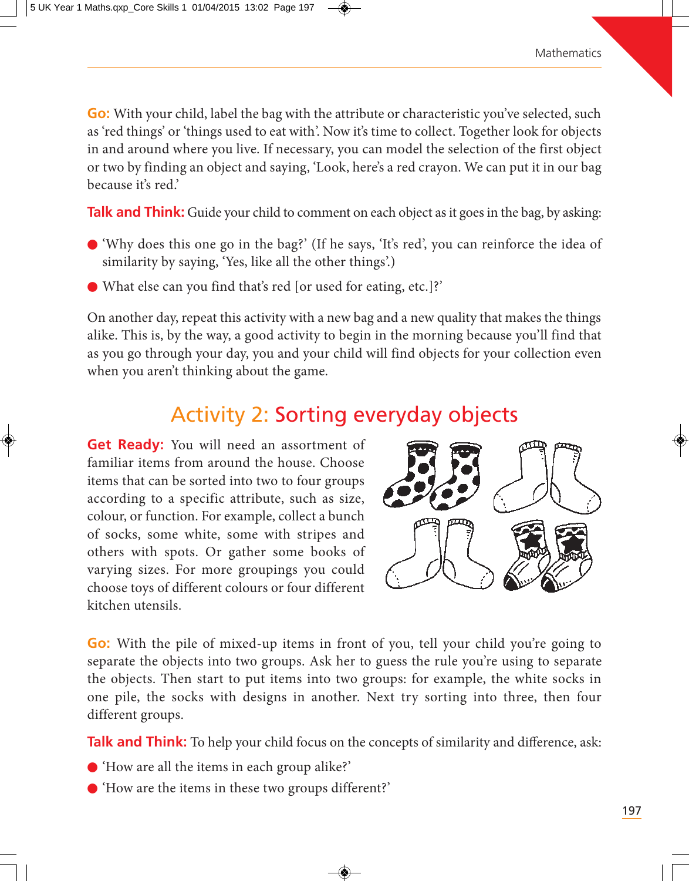**Go:** With your child, label the bag with the attribute or characteristic you've selected, such as 'red things' or 'things used to eat with'. Now it's time to collect. Together look for objects in and around where you live. If necessary, you can model the selection of the first object or two by finding an object and saying, 'Look, here's a red crayon. We can put it in our bag because it's red.'

**Talk and Think:** Guide your child to comment on each object as it goes in the bag, by asking:

- 'Why does this one go in the bag?' (If he says, 'It's red', you can reinforce the idea of similarity by saying, 'Yes, like all the other things'.)
- What else can you find that's red [or used for eating, etc.]?'

On another day, repeat this activity with a new bag and a new quality that makes the things alike. This is, by the way, a good activity to begin in the morning because you'll find that as you go through your day, you and your child will find objects for your collection even when you aren't thinking about the game.

## Activity 2: Sorting everyday objects

**Get Ready:** You will need an assortment of familiar items from around the house. Choose items that can be sorted into two to four groups according to a specific attribute, such as size, colour, or function. For example, collect a bunch of socks, some white, some with stripes and others with spots. Or gather some books of varying sizes. For more groupings you could choose toys of different colours or four different kitchen utensils.

**Go:** With the pile of mixed-up items in front of you, tell your child you're going to separate the objects into two groups. Ask her to guess the rule you're using to separate the objects. Then start to put items into two groups: for example, the white socks in one pile, the socks with designs in another. Next try sorting into three, then four different groups.

**Talk and Think:** To help your child focus on the concepts of similarity and difference, ask:

- 'How are all the items in each group alike?'
- 'How are the items in these two groups different?'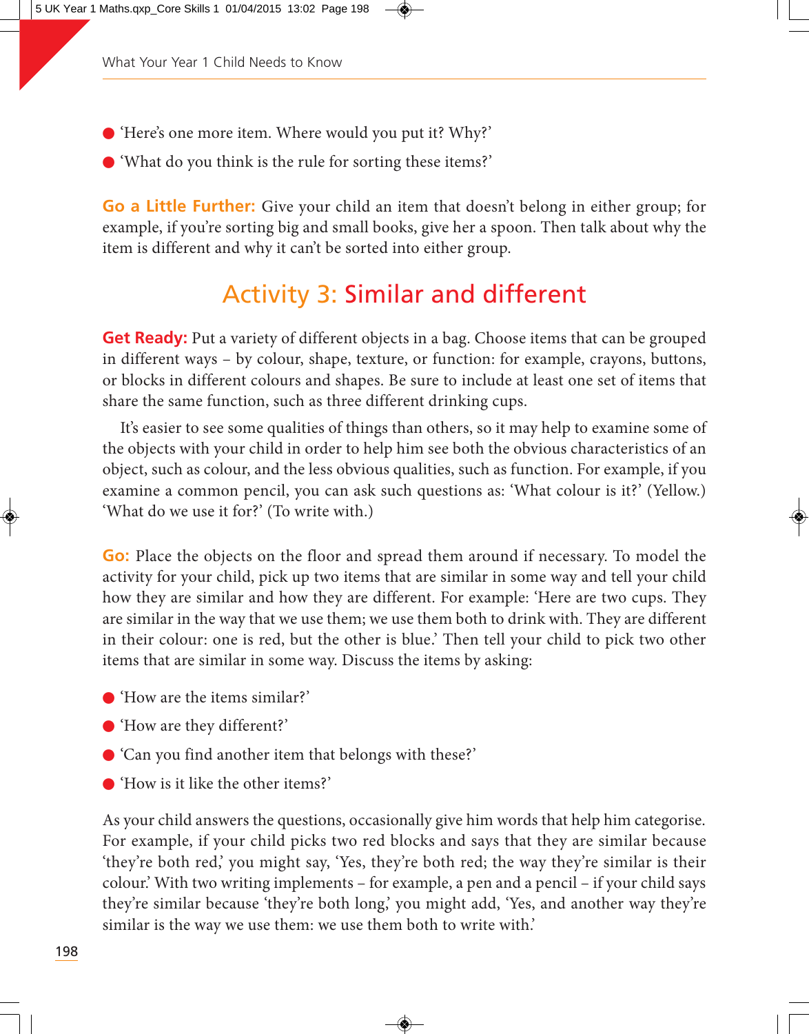- 'Here's one more item. Where would you put it? Why?'
- 'What do you think is the rule for sorting these items?'

**Go a Little Further:** Give your child an item that doesn't belong in either group; for example, if you're sorting big and small books, give her a spoon. Then talk about why the item is different and why it can't be sorted into either group.

## Activity 3: Similar and different

**Get Ready:** Put a variety of different objects in a bag. Choose items that can be grouped in different ways – by colour, shape, texture, or function: for example, crayons, buttons, or blocks in different colours and shapes. Be sure to include at least one set of items that share the same function, such as three different drinking cups.

It's easier to see some qualities of things than others, so it may help to examine some of the objects with your child in order to help him see both the obvious characteristics of an object, such as colour, and the less obvious qualities, such as function. For example, if you examine a common pencil, you can ask such questions as: 'What colour is it?' (Yellow.) 'What do we use it for?' (To write with.)

**Go:** Place the objects on the floor and spread them around if necessary. To model the activity for your child, pick up two items that are similar in some way and tell your child how they are similar and how they are different. For example: 'Here are two cups. They are similar in the way that we use them; we use them both to drink with. They are different in their colour: one is red, but the other is blue.' Then tell your child to pick two other items that are similar in some way. Discuss the items by asking:

- 'How are the items similar?'
- 'How are they different?'
- 'Can you find another item that belongs with these?'
- 'How is it like the other items?'

As your child answers the questions, occasionally give him words that help him categorise. For example, if your child picks two red blocks and says that they are similar because 'they're both red,' you might say, 'Yes, they're both red; the way they're similar is their colour.' With two writing implements – for example, a pen and a pencil – if your child says they're similar because 'they're both long,' you might add, 'Yes, and another way they're similar is the way we use them: we use them both to write with.'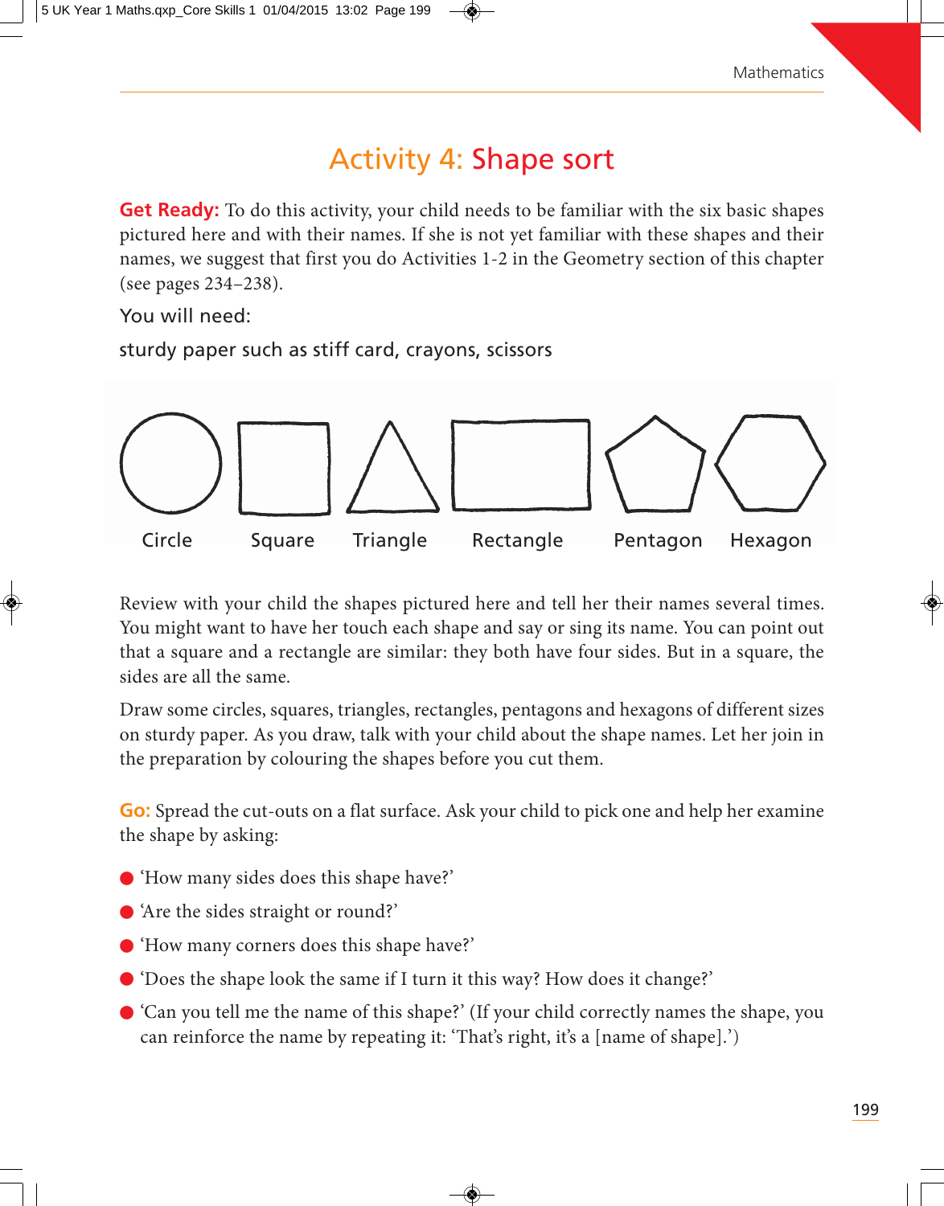# Activity 4: Shape sort

**Get Ready:** To do this activity, your child needs to be familiar with the six basic shapes pictured here and with their names. If she is not yet familiar with these shapes and their names, we suggest that first you do Activities 1-2 in the Geometry section of this chapter (see pages 234–238).

You will need:

sturdy paper such as stiff card, crayons, scissors

Circle Square Triangle Rectangle Pentagon Hexagon

Review with your child the shapes pictured here and tell her their names several times. You might want to have her touch each shape and say or sing its name. You can point out that a square and a rectangle are similar: they both have four sides. But in a square, the sides are all the same.

Draw some circles, squares, triangles, rectangles, pentagons and hexagons of different sizes on sturdy paper. As you draw, talk with your child about the shape names. Let her join in the preparation by colouring the shapes before you cut them.

**Go:** Spread the cut-outs on a flat surface. Ask your child to pick one and help her examine the shape by asking:

- 'How many sides does this shape have?'
- 'Are the sides straight or round?'
- 'How many corners does this shape have?'
- 'Does the shape look the same if I turn it this way? How does it change?'
- 'Can you tell me the name of this shape?' (If your child correctly names the shape, you can reinforce the name by repeating it: 'That's right, it's a [name of shape].')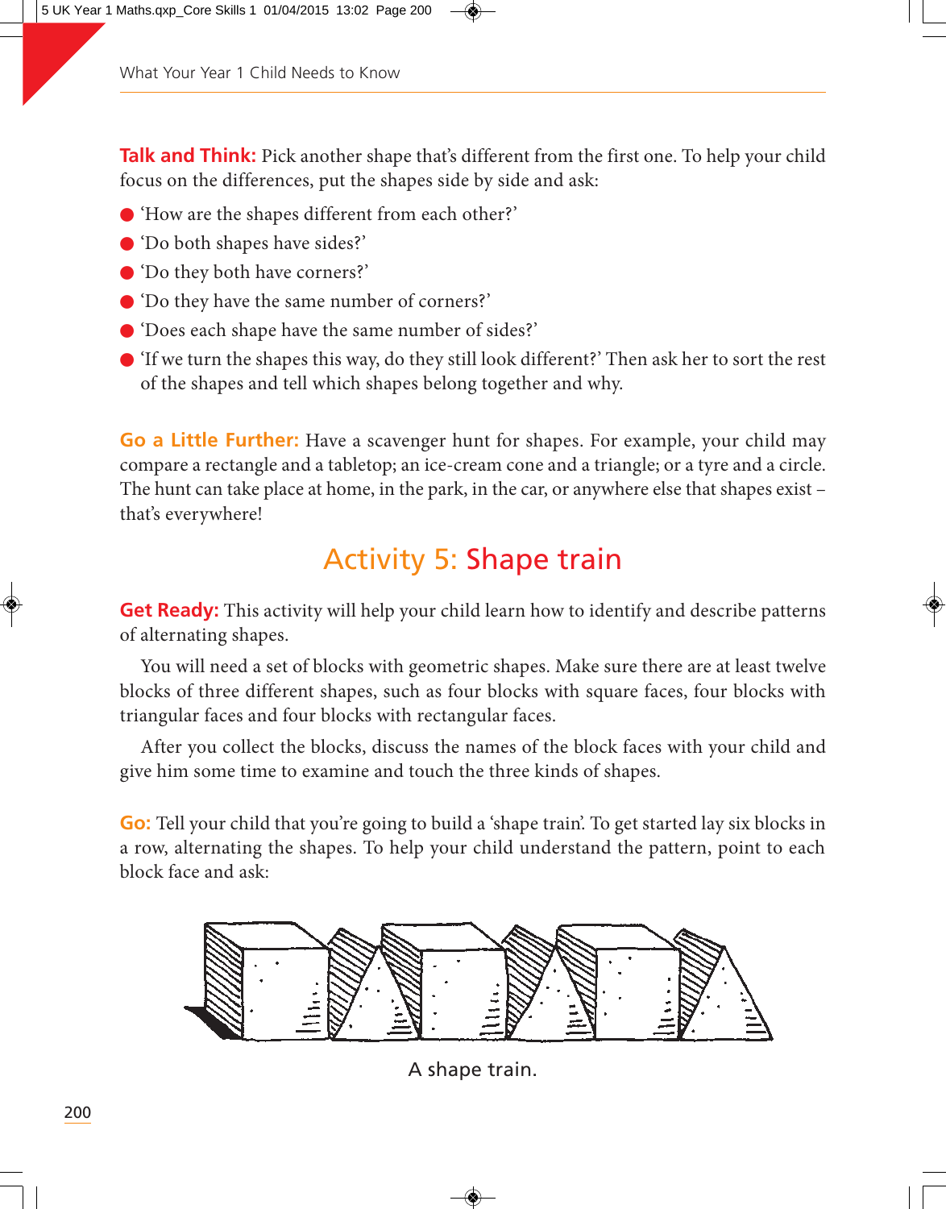**Talk and Think:** Pick another shape that's different from the first one. To help your child focus on the differences, put the shapes side by side and ask:

- 'How are the shapes different from each other?'
- 'Do both shapes have sides?'
- 'Do they both have corners?'
- 'Do they have the same number of corners?'
- 'Does each shape have the same number of sides?'
- 'If we turn the shapes this way, do they still look different?' Then ask her to sort the rest of the shapes and tell which shapes belong together and why.

**Go a Little Further:** Have a scavenger hunt for shapes. For example, your child may compare a rectangle and a tabletop; an ice-cream cone and a triangle; or a tyre and a circle. The hunt can take place at home, in the park, in the car, or anywhere else that shapes exist – that's everywhere!

## Activity 5: Shape train

**Get Ready:** This activity will help your child learn how to identify and describe patterns of alternating shapes.

You will need a set of blocks with geometric shapes. Make sure there are at least twelve blocks of three different shapes, such as four blocks with square faces, four blocks with triangular faces and four blocks with rectangular faces.

After you collect the blocks, discuss the names of the block faces with your child and give him some time to examine and touch the three kinds of shapes.

**Go:** Tell your child that you're going to build a 'shape train'. To get started lay six blocks in a row, alternating the shapes. To help your child understand the pattern, point to each block face and ask:

A shape train.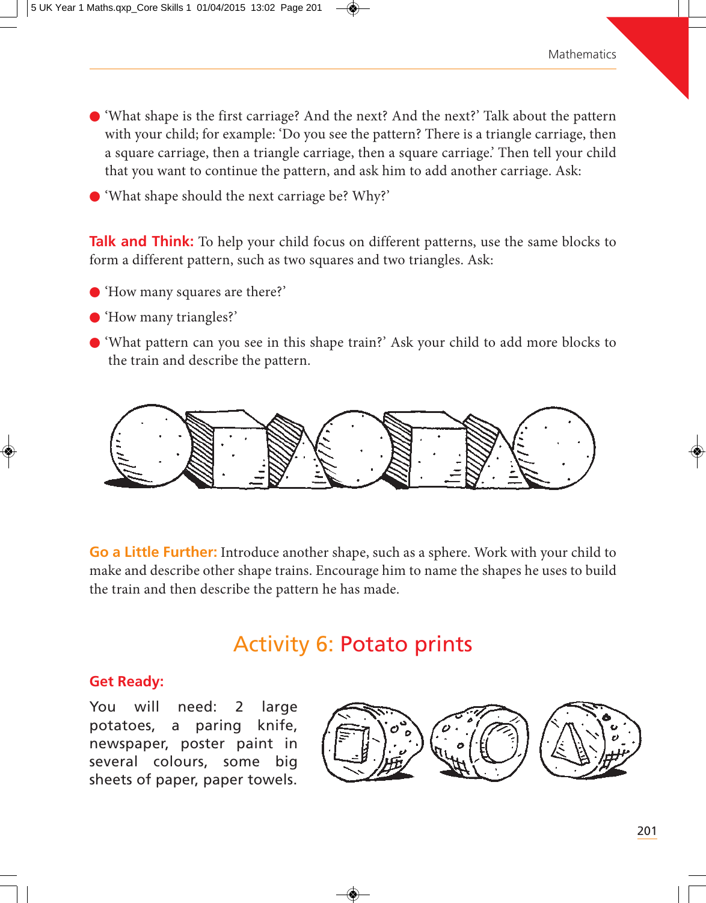- 'What shape is the first carriage? And the next? And the next?' Talk about the pattern with your child; for example: 'Do you see the pattern? There is a triangle carriage, then a square carriage, then a triangle carriage, then a square carriage.' Then tell your child that you want to continue the pattern, and ask him to add another carriage. Ask:
- 'What shape should the next carriage be? Why?'

**Talk and Think:** To help your child focus on different patterns, use the same blocks to form a different pattern, such as two squares and two triangles. Ask:

- 'How many squares are there?'
- 'How many triangles?'
- 'What pattern can you see in this shape train?' Ask your child to add more blocks to the train and describe the pattern.

**Go a Little Further:** Introduce another shape, such as a sphere. Work with your child to make and describe other shape trains. Encourage him to name the shapes he uses to build the train and then describe the pattern he has made.

## Activity 6: Potato prints

### Get Ready:

You will need: 2 large potatoes, a paring knife, newspaper, poster paint in several colours, some big sheets of paper, paper towels.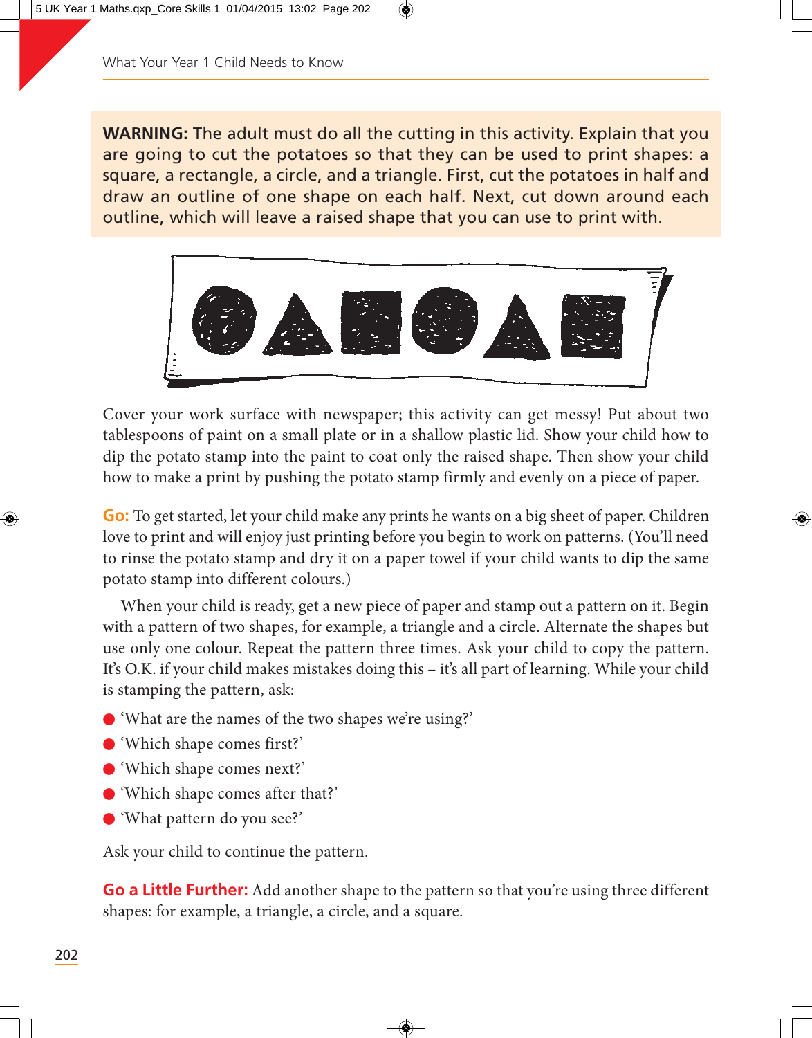**WARNING:** The adult must do all the cutting in this activity. Explain that you are going to cut the potatoes so that they can be used to print shapes: a square, a rectangle, a circle, and a triangle. First, cut the potatoes in half and draw an outline of one shape on each half. Next, cut down around each outline, which will leave a raised shape that you can use to print with.

Cover your work surface with newspaper; this activity can get messy! Put about two tablespoons of paint on a small plate or in a shallow plastic lid. Show your child how to dip the potato stamp into the paint to coat only the raised shape. Then show your child how to make a print by pushing the potato stamp firmly and evenly on a piece of paper.

**Go:** To get started, let your child make any prints he wants on a big sheet of paper. Children love to print and will enjoy just printing before you begin to work on patterns. (You'll need to rinse the potato stamp and dry it on a paper towel if your child wants to dip the same potato stamp into different colours.)

When your child is ready, get a new piece of paper and stamp out a pattern on it. Begin with a pattern of two shapes, for example, a triangle and a circle. Alternate the shapes but use only one colour. Repeat the pattern three times. Ask your child to copy the pattern. It's O.K. if your child makes mistakes doing this – it's all part of learning. While your child is stamping the pattern, ask:

- 'What are the names of the two shapes we're using?'
- 'Which shape comes first?'
- 'Which shape comes next?'
- 'Which shape comes after that?'
- 'What pattern do you see?'

Ask your child to continue the pattern.

**Go a Little Further:** Add another shape to the pattern so that you're using three different shapes: for example, a triangle, a circle, and a square.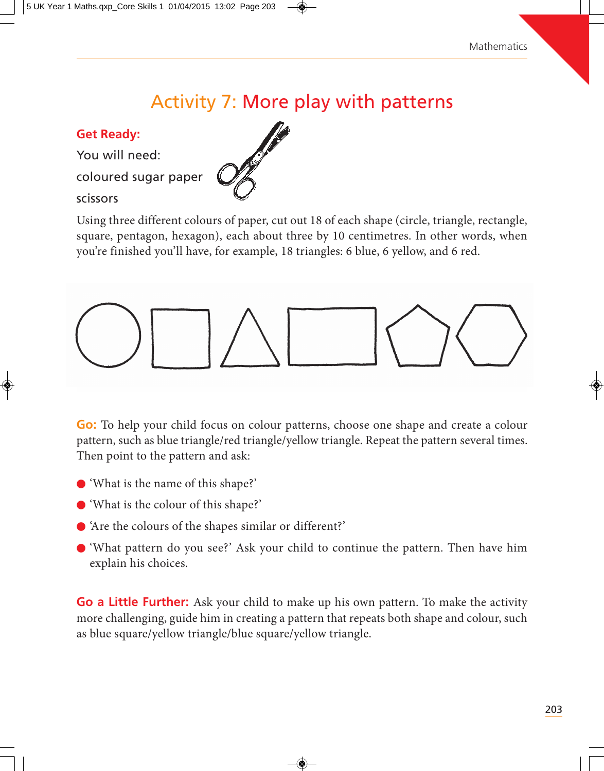# Activity 7: More play with patterns

**Get Ready:**

You will need:

coloured sugar paper

scissors

Using three different colours of paper, cut out 18 of each shape (circle, triangle, rectangle, square, pentagon, hexagon), each about three by 10 centimetres. In other words, when you're finished you'll have, for example, 18 triangles: 6 blue, 6 yellow, and 6 red.

**Go:** To help your child focus on colour patterns, choose one shape and create a colour pattern, such as blue triangle/red triangle/yellow triangle. Repeat the pattern several times. Then point to the pattern and ask:

- 'What is the name of this shape?'
- 'What is the colour of this shape?'
- 'Are the colours of the shapes similar or different?'
- 'What pattern do you see?' Ask your child to continue the pattern. Then have him explain his choices.

**Go a Little Further:** Ask your child to make up his own pattern. To make the activity more challenging, guide him in creating a pattern that repeats both shape and colour, such as blue square/yellow triangle/blue square/yellow triangle.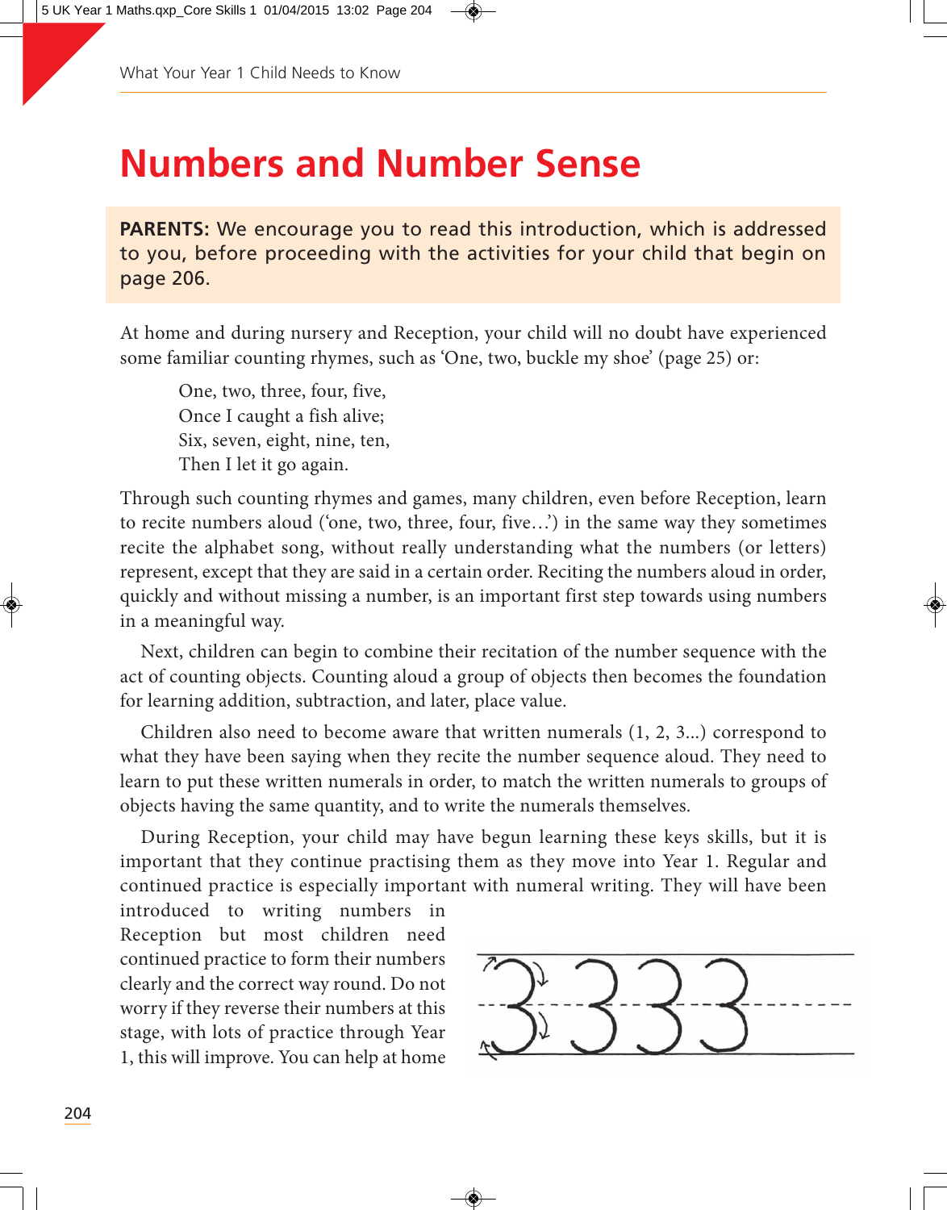# Numbers and Number Sense

**PARENTS:** We encourage you to read this introduction, which is addressed to you, before proceeding with the activities for your child that begin on page 206.

At home and during nursery and Reception, your child will no doubt have experienced some familiar counting rhymes, such as 'One, two, buckle my shoe' (page 25) or:

> One, two, three, four, five,
> Once I caught a fish alive;
> Six, seven, eight, nine, ten,
> Then I let it go again.

Through such counting rhymes and games, many children, even before Reception, learn to recite numbers aloud ('one, two, three, four, five…') in the same way they sometimes recite the alphabet song, without really understanding what the numbers (or letters) represent, except that they are said in a certain order. Reciting the numbers aloud in order, quickly and without missing a number, is an important first step towards using numbers in a meaningful way.

Next, children can begin to combine their recitation of the number sequence with the act of counting objects. Counting aloud a group of objects then becomes the foundation for learning addition, subtraction, and later, place value.

Children also need to become aware that written numerals (1, 2, 3...) correspond to what they have been saying when they recite the number sequence aloud. They need to learn to put these written numerals in order, to match the written numerals to groups of objects having the same quantity, and to write the numerals themselves.

During Reception, your child may have begun learning these keys skills, but it is important that they continue practising them as they move into Year 1. Regular and continued practice is especially important with numeral writing. They will have been introduced to writing numbers in Reception but most children need continued practice to form their numbers clearly and the correct way round. Do not worry if they reverse their numbers at this stage, with lots of practice through Year 1, this will improve. You can help at home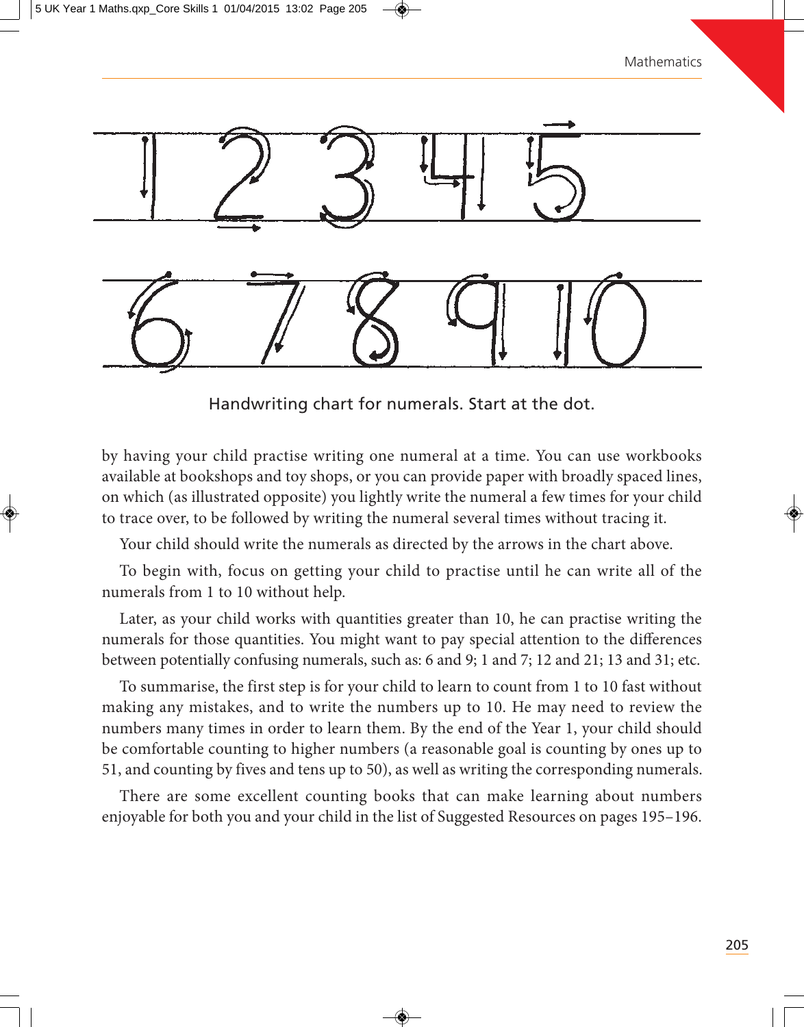Handwriting chart for numerals. Start at the dot.

by having your child practise writing one numeral at a time. You can use workbooks available at bookshops and toy shops, or you can provide paper with broadly spaced lines, on which (as illustrated opposite) you lightly write the numeral a few times for your child to trace over, to be followed by writing the numeral several times without tracing it.

Your child should write the numerals as directed by the arrows in the chart above.

To begin with, focus on getting your child to practise until he can write all of the numerals from 1 to 10 without help.

Later, as your child works with quantities greater than 10, he can practise writing the numerals for those quantities. You might want to pay special attention to the differences between potentially confusing numerals, such as: 6 and 9; 1 and 7; 12 and 21; 13 and 31; etc.

To summarise, the first step is for your child to learn to count from 1 to 10 fast without making any mistakes, and to write the numbers up to 10. He may need to review the numbers many times in order to learn them. By the end of the Year 1, your child should be comfortable counting to higher numbers (a reasonable goal is counting by ones up to 51, and counting by fives and tens up to 50), as well as writing the corresponding numerals.

There are some excellent counting books that can make learning about numbers enjoyable for both you and your child in the list of Suggested Resources on pages 195–196.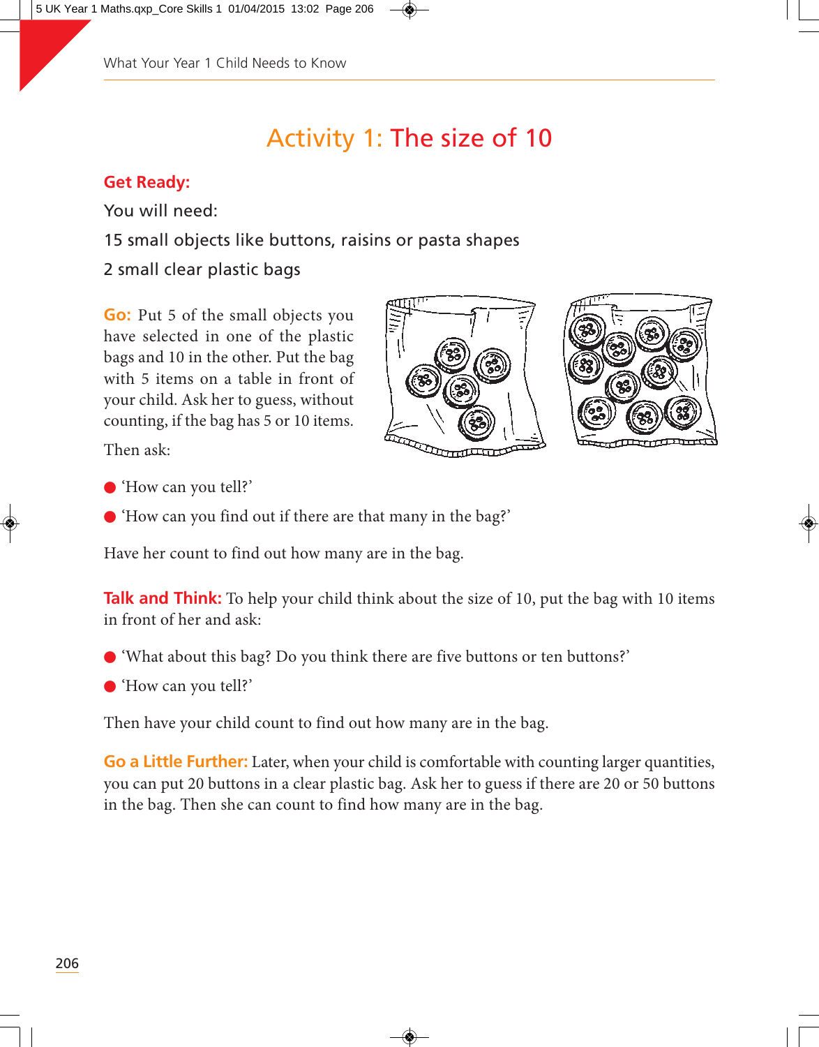# Activity 1: The size of 10

**Get Ready:**

You will need:

15 small objects like buttons, raisins or pasta shapes

2 small clear plastic bags

**Go:** Put 5 of the small objects you have selected in one of the plastic bags and 10 in the other. Put the bag with 5 items on a table in front of your child. Ask her to guess, without counting, if the bag has 5 or 10 items.

Then ask:

- 'How can you tell?'
- 'How can you find out if there are that many in the bag?'

Have her count to find out how many are in the bag.

**Talk and Think:** To help your child think about the size of 10, put the bag with 10 items in front of her and ask:

- 'What about this bag? Do you think there are five buttons or ten buttons?'
- 'How can you tell?'

Then have your child count to find out how many are in the bag.

**Go a Little Further:** Later, when your child is comfortable with counting larger quantities, you can put 20 buttons in a clear plastic bag. Ask her to guess if there are 20 or 50 buttons in the bag. Then she can count to find how many are in the bag.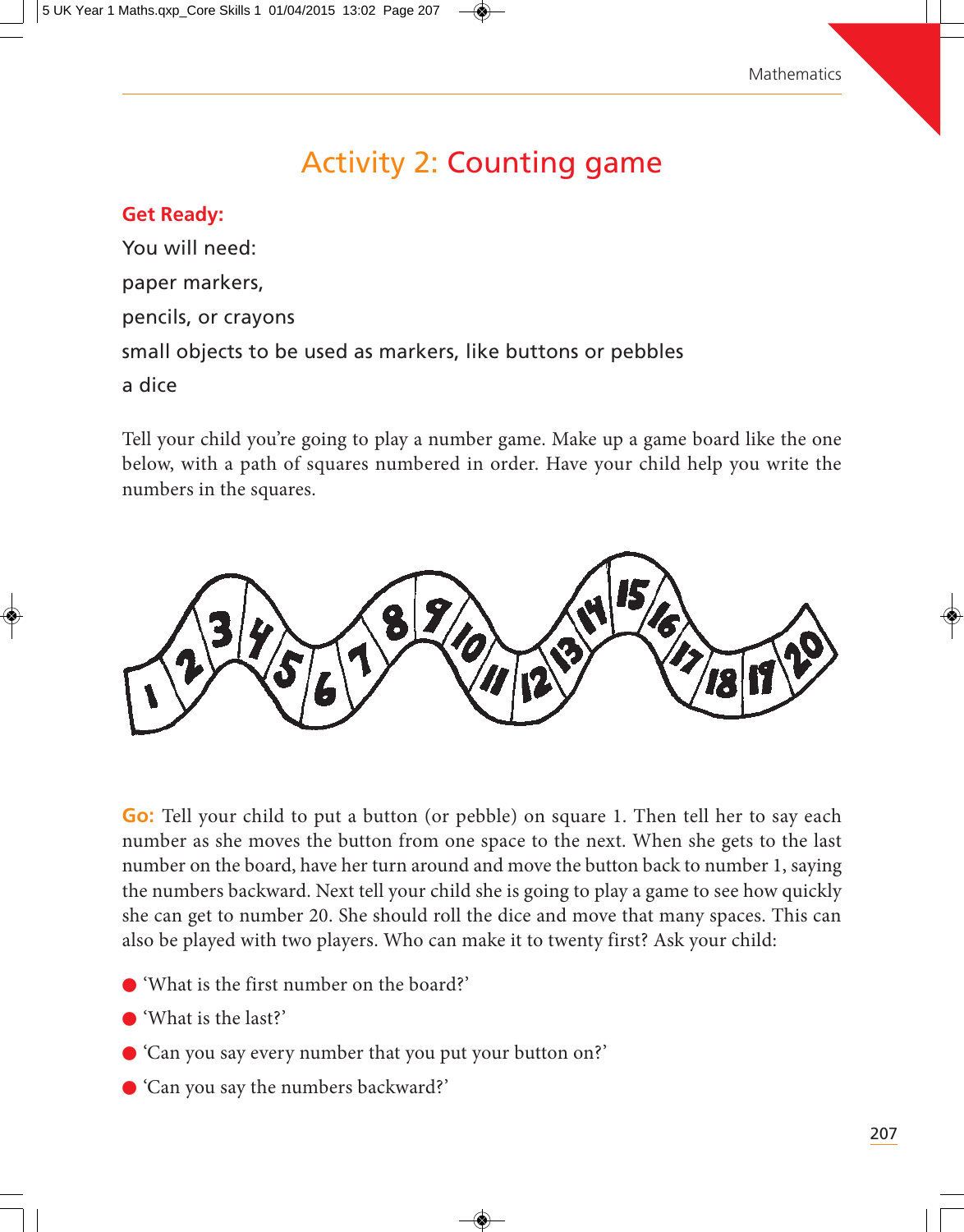# Activity 2: Counting game

**Get Ready:**

You will need:

paper markers,

pencils, or crayons

small objects to be used as markers, like buttons or pebbles

a dice

Tell your child you're going to play a number game. Make up a game board like the one below, with a path of squares numbered in order. Have your child help you write the numbers in the squares.

**Go:** Tell your child to put a button (or pebble) on square 1. Then tell her to say each number as she moves the button from one space to the next. When she gets to the last number on the board, have her turn around and move the button back to number 1, saying the numbers backward. Next tell your child she is going to play a game to see how quickly she can get to number 20. She should roll the dice and move that many spaces. This can also be played with two players. Who can make it to twenty first? Ask your child:

- 'What is the first number on the board?'
- 'What is the last?'
- 'Can you say every number that you put your button on?'
- 'Can you say the numbers backward?'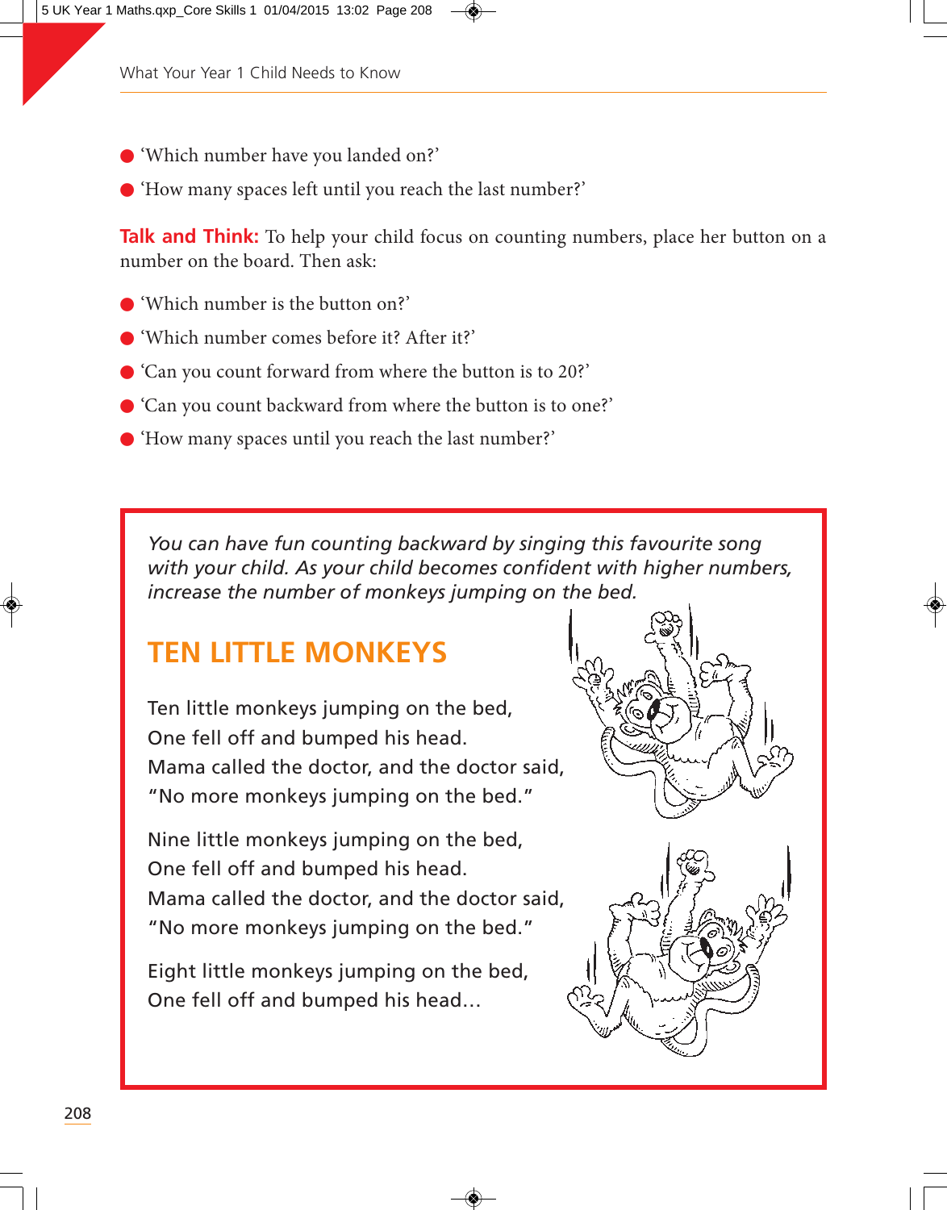- 'Which number have you landed on?'
- 'How many spaces left until you reach the last number?'

**Talk and Think:** To help your child focus on counting numbers, place her button on a number on the board. Then ask:

- 'Which number is the button on?'
- 'Which number comes before it? After it?'
- 'Can you count forward from where the button is to 20?'
- 'Can you count backward from where the button is to one?'
- 'How many spaces until you reach the last number?'

*You can have fun counting backward by singing this favourite song with your child. As your child becomes confident with higher numbers, increase the number of monkeys jumping on the bed.*

## TEN LITTLE MONKEYS

Ten little monkeys jumping on the bed,  
One fell off and bumped his head.  
Mama called the doctor, and the doctor said,  
"No more monkeys jumping on the bed."

Nine little monkeys jumping on the bed,  
One fell off and bumped his head.  
Mama called the doctor, and the doctor said,  
"No more monkeys jumping on the bed."

Eight little monkeys jumping on the bed,  
One fell off and bumped his head…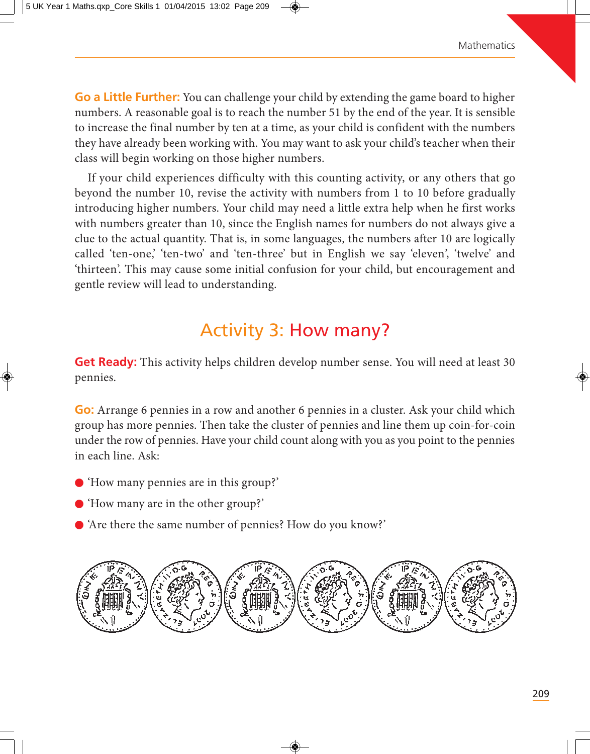**Go a Little Further:** You can challenge your child by extending the game board to higher numbers. A reasonable goal is to reach the number 51 by the end of the year. It is sensible to increase the final number by ten at a time, as your child is confident with the numbers they have already been working with. You may want to ask your child's teacher when their class will begin working on those higher numbers.

If your child experiences difficulty with this counting activity, or any others that go beyond the number 10, revise the activity with numbers from 1 to 10 before gradually introducing higher numbers. Your child may need a little extra help when he first works with numbers greater than 10, since the English names for numbers do not always give a clue to the actual quantity. That is, in some languages, the numbers after 10 are logically called 'ten-one,' 'ten-two' and 'ten-three' but in English we say 'eleven', 'twelve' and 'thirteen'. This may cause some initial confusion for your child, but encouragement and gentle review will lead to understanding.

## Activity 3: How many?

**Get Ready:** This activity helps children develop number sense. You will need at least 30 pennies.

**Go:** Arrange 6 pennies in a row and another 6 pennies in a cluster. Ask your child which group has more pennies. Then take the cluster of pennies and line them up coin-for-coin under the row of pennies. Have your child count along with you as you point to the pennies in each line. Ask:

- 'How many pennies are in this group?'
- 'How many are in the other group?'
- 'Are there the same number of pennies? How do you know?'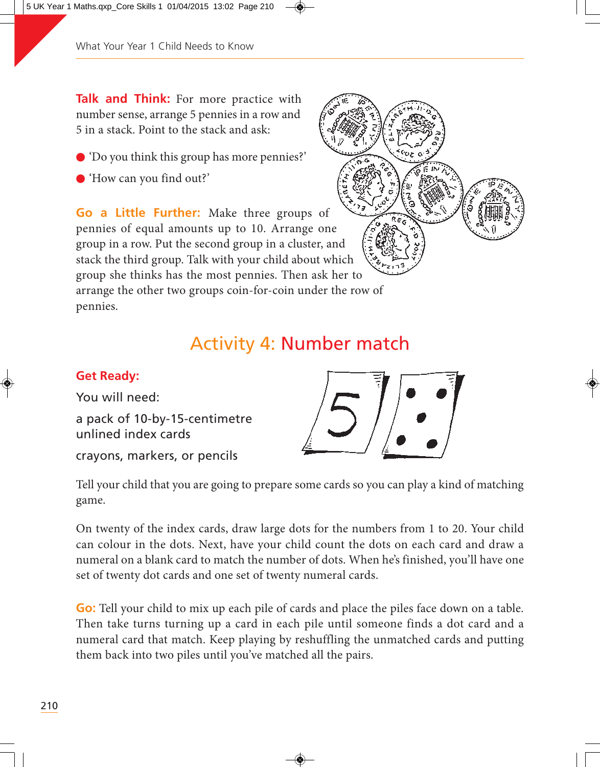**Talk and Think:** For more practice with number sense, arrange 5 pennies in a row and 5 in a stack. Point to the stack and ask:

- 'Do you think this group has more pennies?'
- 'How can you find out?'

**Go a Little Further:** Make three groups of pennies of equal amounts up to 10. Arrange one group in a row. Put the second group in a cluster, and stack the third group. Talk with your child about which group she thinks has the most pennies. Then ask her to arrange the other two groups coin-for-coin under the row of pennies.

## Activity 4: Number match

**Get Ready:**

You will need:

a pack of 10-by-15-centimetre unlined index cards

crayons, markers, or pencils

Tell your child that you are going to prepare some cards so you can play a kind of matching game.

On twenty of the index cards, draw large dots for the numbers from 1 to 20. Your child can colour in the dots. Next, have your child count the dots on each card and draw a numeral on a blank card to match the number of dots. When he's finished, you'll have one set of twenty dot cards and one set of twenty numeral cards.

**Go:** Tell your child to mix up each pile of cards and place the piles face down on a table. Then take turns turning up a card in each pile until someone finds a dot card and a numeral card that match. Keep playing by reshuffling the unmatched cards and putting them back into two piles until you've matched all the pairs.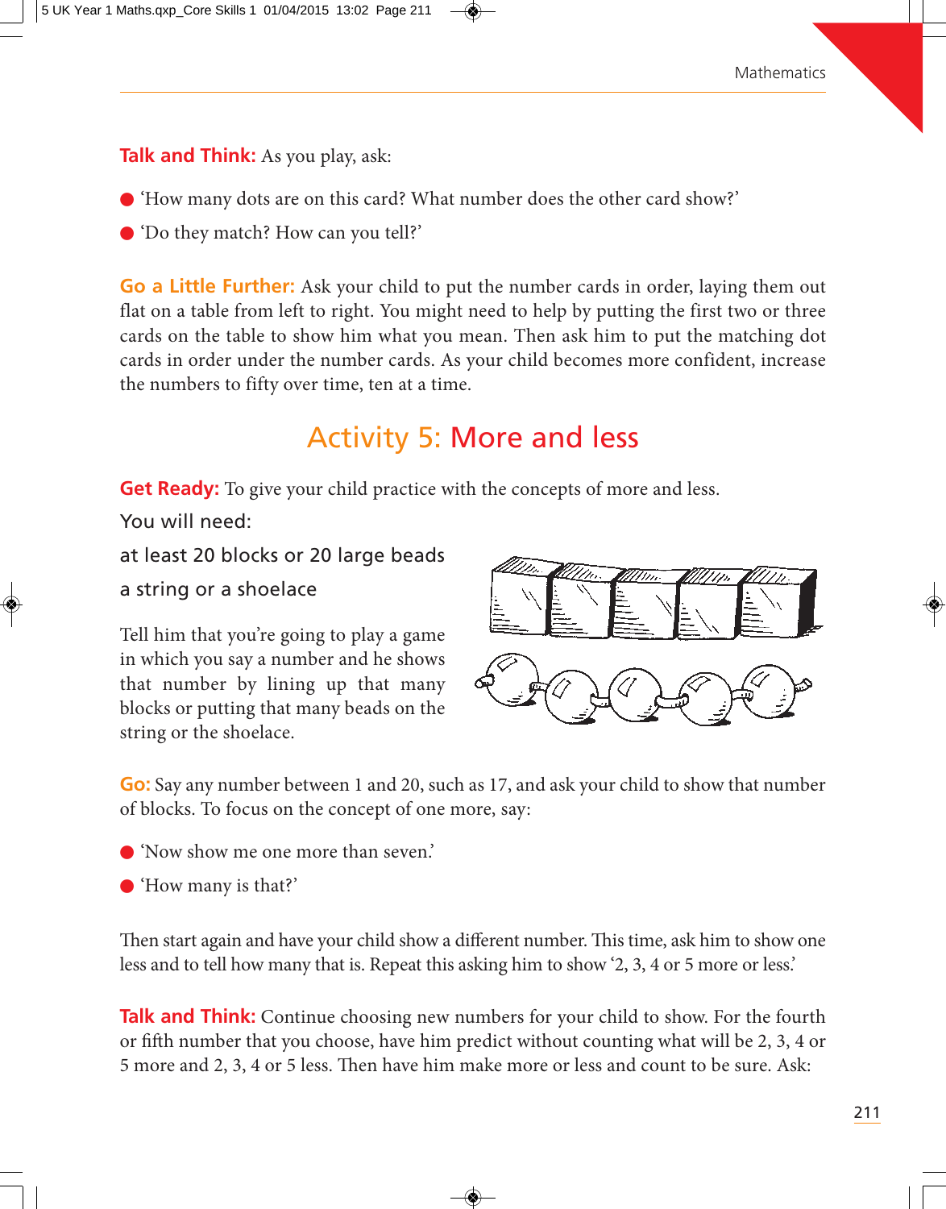**Talk and Think:** As you play, ask:

- 'How many dots are on this card? What number does the other card show?'
- 'Do they match? How can you tell?'

**Go a Little Further:** Ask your child to put the number cards in order, laying them out flat on a table from left to right. You might need to help by putting the first two or three cards on the table to show him what you mean. Then ask him to put the matching dot cards in order under the number cards. As your child becomes more confident, increase the numbers to fifty over time, ten at a time.

## Activity 5: More and less

**Get Ready:** To give your child practice with the concepts of more and less.

You will need:

at least 20 blocks or 20 large beads

a string or a shoelace

Tell him that you're going to play a game in which you say a number and he shows that number by lining up that many blocks or putting that many beads on the string or the shoelace.

**Go:** Say any number between 1 and 20, such as 17, and ask your child to show that number of blocks. To focus on the concept of one more, say:

- 'Now show me one more than seven.'
- 'How many is that?'

Then start again and have your child show a different number. This time, ask him to show one less and to tell how many that is. Repeat this asking him to show '2, 3, 4 or 5 more or less.'

**Talk and Think:** Continue choosing new numbers for your child to show. For the fourth or fifth number that you choose, have him predict without counting what will be 2, 3, 4 or 5 more and 2, 3, 4 or 5 less. Then have him make more or less and count to be sure. Ask: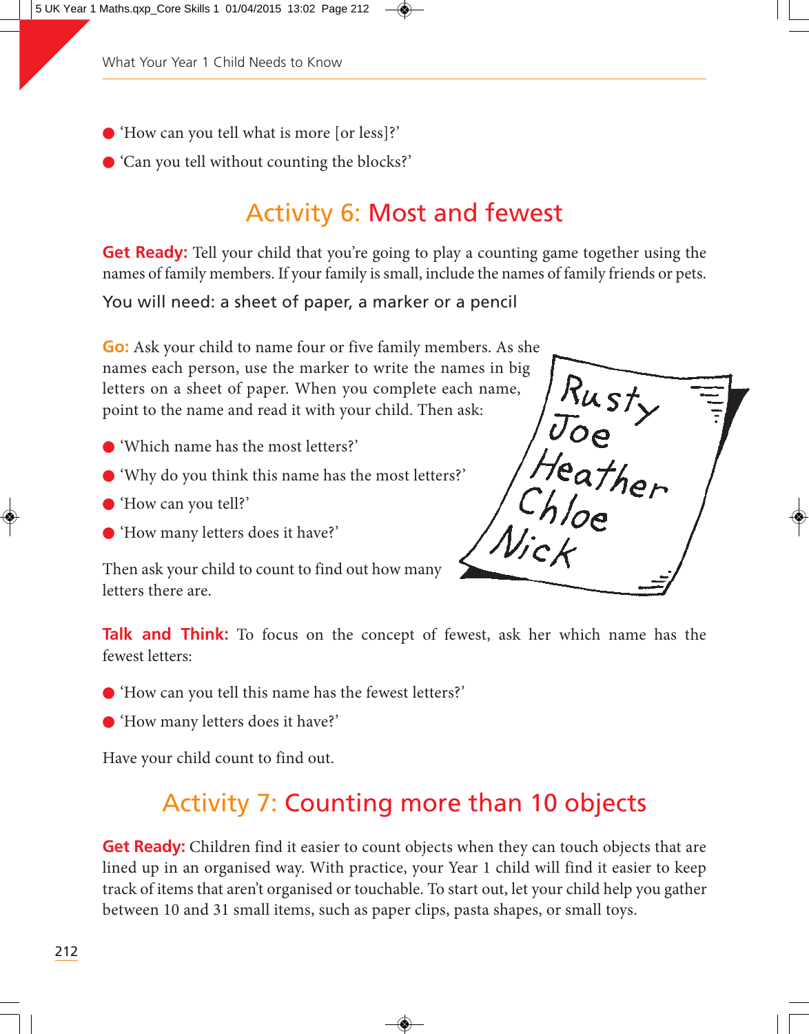- 'How can you tell what is more [or less]?'
- 'Can you tell without counting the blocks?'

## Activity 6: Most and fewest

**Get Ready:** Tell your child that you're going to play a counting game together using the names of family members. If your family is small, include the names of family friends or pets.

You will need: a sheet of paper, a marker or a pencil

**Go:** Ask your child to name four or five family members. As she names each person, use the marker to write the names in big letters on a sheet of paper. When you complete each name, point to the name and read it with your child. Then ask:

- 'Which name has the most letters?'
- 'Why do you think this name has the most letters?'
- 'How can you tell?'
- 'How many letters does it have?'

Then ask your child to count to find out how many letters there are.

**Talk and Think:** To focus on the concept of fewest, ask her which name has the fewest letters:

- 'How can you tell this name has the fewest letters?'
- 'How many letters does it have?'

Have your child count to find out.

## Activity 7: Counting more than 10 objects

**Get Ready:** Children find it easier to count objects when they can touch objects that are lined up in an organised way. With practice, your Year 1 child will find it easier to keep track of items that aren't organised or touchable. To start out, let your child help you gather between 10 and 31 small items, such as paper clips, pasta shapes, or small toys.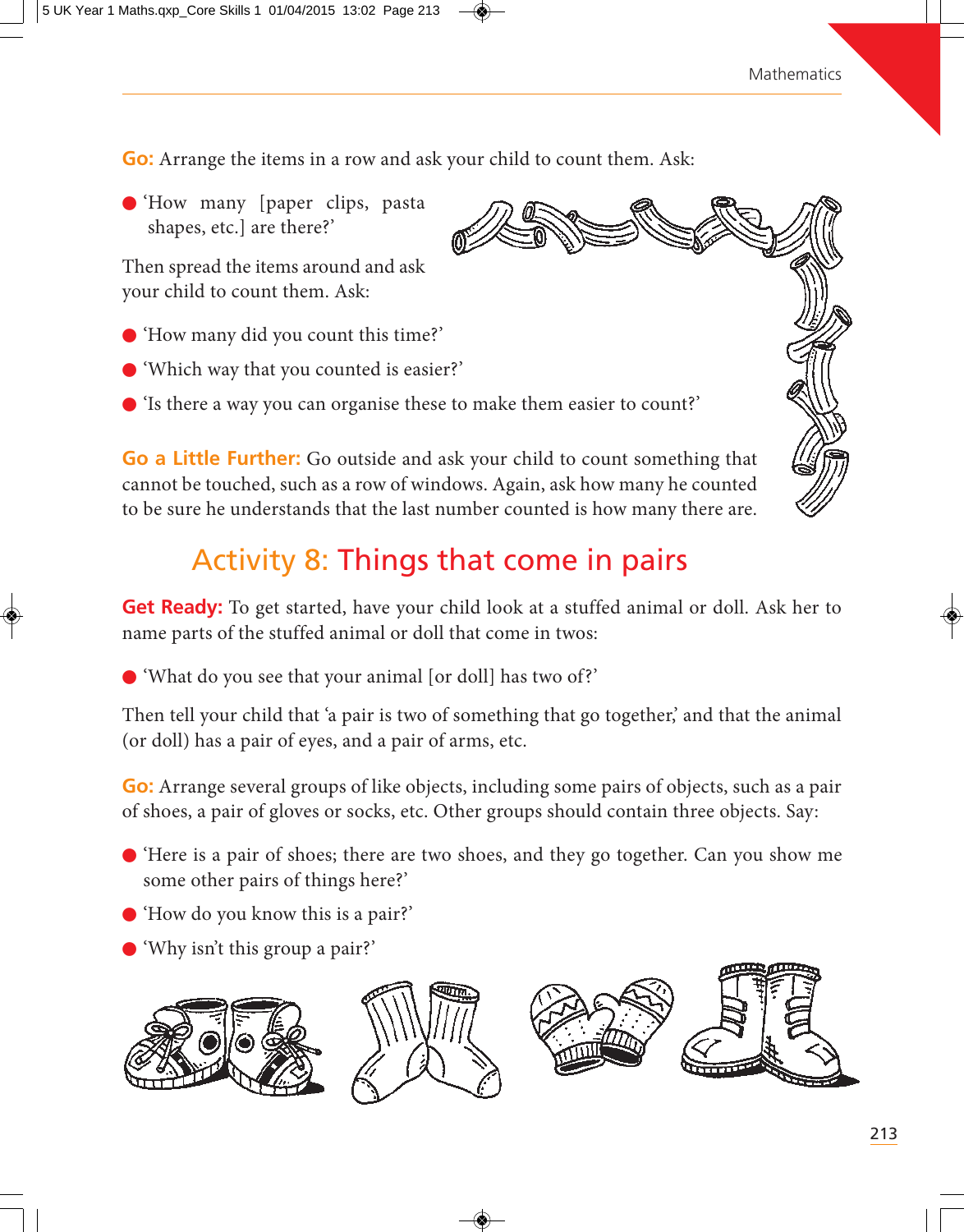**Go:** Arrange the items in a row and ask your child to count them. Ask:

- 'How many [paper clips, pasta shapes, etc.] are there?'

Then spread the items around and ask your child to count them. Ask:

- 'How many did you count this time?'
- 'Which way that you counted is easier?'
- 'Is there a way you can organise these to make them easier to count?'

**Go a Little Further:** Go outside and ask your child to count something that cannot be touched, such as a row of windows. Again, ask how many he counted to be sure he understands that the last number counted is how many there are.

## Activity 8: Things that come in pairs

**Get Ready:** To get started, have your child look at a stuffed animal or doll. Ask her to name parts of the stuffed animal or doll that come in twos:

- 'What do you see that your animal [or doll] has two of?'

Then tell your child that 'a pair is two of something that go together,' and that the animal (or doll) has a pair of eyes, and a pair of arms, etc.

**Go:** Arrange several groups of like objects, including some pairs of objects, such as a pair of shoes, a pair of gloves or socks, etc. Other groups should contain three objects. Say:

- 'Here is a pair of shoes; there are two shoes, and they go together. Can you show me some other pairs of things here?'
- 'How do you know this is a pair?'
- 'Why isn't this group a pair?'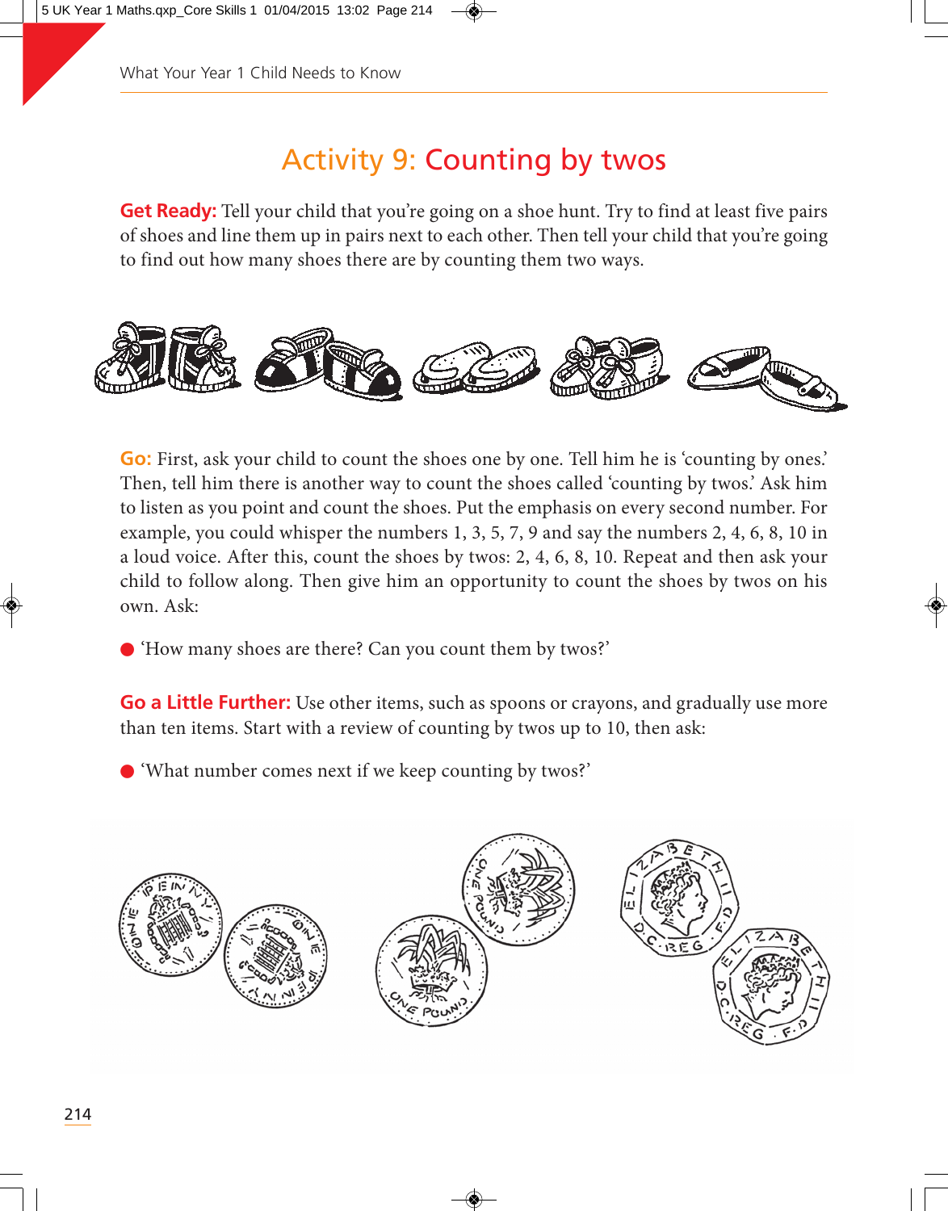# Activity 9: Counting by twos

**Get Ready:** Tell your child that you're going on a shoe hunt. Try to find at least five pairs of shoes and line them up in pairs next to each other. Then tell your child that you're going to find out how many shoes there are by counting them two ways.

**Go:** First, ask your child to count the shoes one by one. Tell him he is 'counting by ones.' Then, tell him there is another way to count the shoes called 'counting by twos.' Ask him to listen as you point and count the shoes. Put the emphasis on every second number. For example, you could whisper the numbers 1, 3, 5, 7, 9 and say the numbers 2, 4, 6, 8, 10 in a loud voice. After this, count the shoes by twos: 2, 4, 6, 8, 10. Repeat and then ask your child to follow along. Then give him an opportunity to count the shoes by twos on his own. Ask:

- 'How many shoes are there? Can you count them by twos?'

**Go a Little Further:** Use other items, such as spoons or crayons, and gradually use more than ten items. Start with a review of counting by twos up to 10, then ask:

- 'What number comes next if we keep counting by twos?'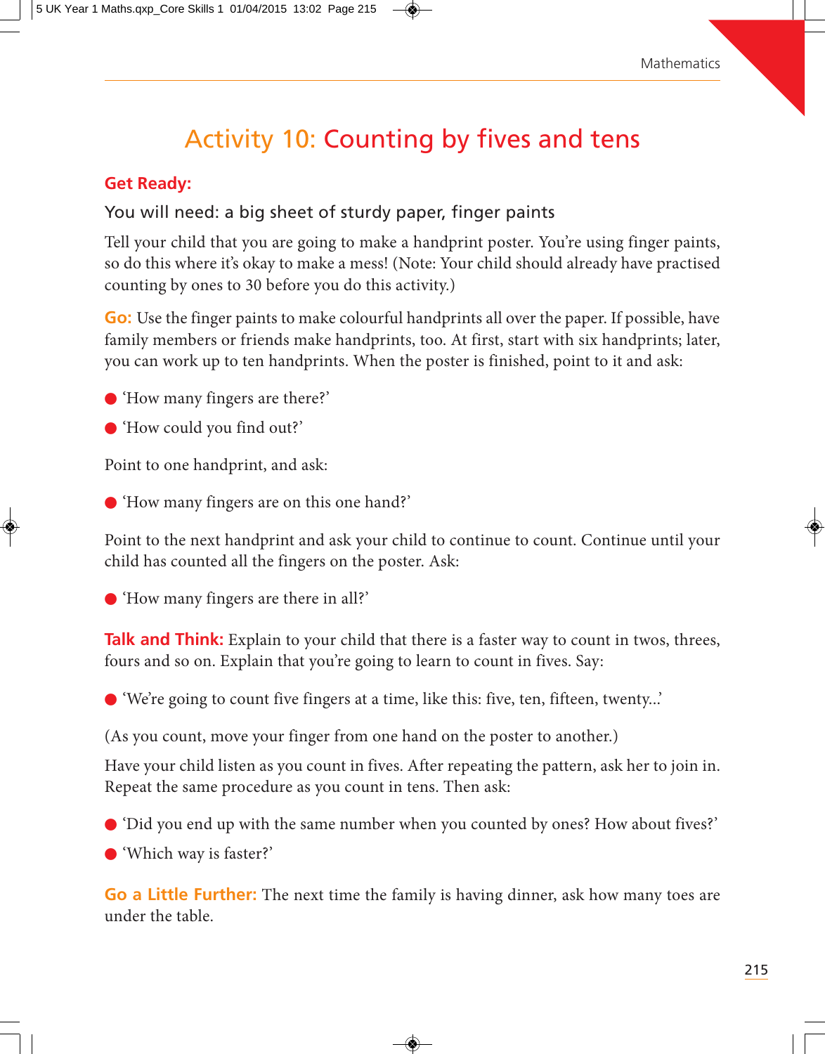# Activity 10: Counting by fives and tens

## Get Ready:

You will need: a big sheet of sturdy paper, finger paints

Tell your child that you are going to make a handprint poster. You're using finger paints, so do this where it's okay to make a mess! (Note: Your child should already have practised counting by ones to 30 before you do this activity.)

**Go:** Use the finger paints to make colourful handprints all over the paper. If possible, have family members or friends make handprints, too. At first, start with six handprints; later, you can work up to ten handprints. When the poster is finished, point to it and ask:

- 'How many fingers are there?'
- 'How could you find out?'

Point to one handprint, and ask:

- 'How many fingers are on this one hand?'

Point to the next handprint and ask your child to continue to count. Continue until your child has counted all the fingers on the poster. Ask:

- 'How many fingers are there in all?'

**Talk and Think:** Explain to your child that there is a faster way to count in twos, threes, fours and so on. Explain that you're going to learn to count in fives. Say:

- 'We're going to count five fingers at a time, like this: five, ten, fifteen, twenty...'

(As you count, move your finger from one hand on the poster to another.)

Have your child listen as you count in fives. After repeating the pattern, ask her to join in. Repeat the same procedure as you count in tens. Then ask:

- 'Did you end up with the same number when you counted by ones? How about fives?'
- 'Which way is faster?'

**Go a Little Further:** The next time the family is having dinner, ask how many toes are under the table.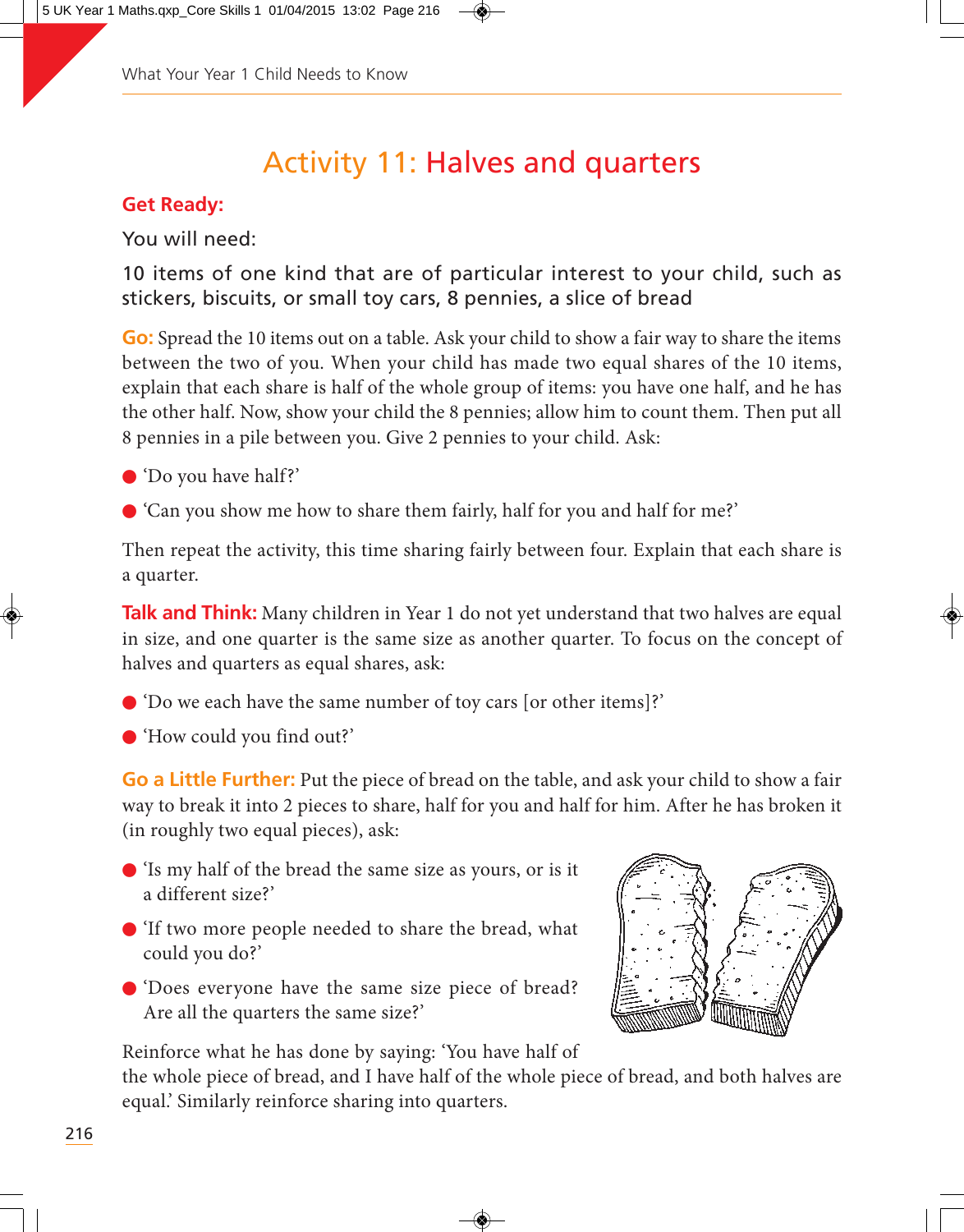# Activity 11: Halves and quarters

**Get Ready:**

You will need:

10 items of one kind that are of particular interest to your child, such as stickers, biscuits, or small toy cars, 8 pennies, a slice of bread

**Go:** Spread the 10 items out on a table. Ask your child to show a fair way to share the items between the two of you. When your child has made two equal shares of the 10 items, explain that each share is half of the whole group of items: you have one half, and he has the other half. Now, show your child the 8 pennies; allow him to count them. Then put all 8 pennies in a pile between you. Give 2 pennies to your child. Ask:

- 'Do you have half?'
- 'Can you show me how to share them fairly, half for you and half for me?'

Then repeat the activity, this time sharing fairly between four. Explain that each share is a quarter.

**Talk and Think:** Many children in Year 1 do not yet understand that two halves are equal in size, and one quarter is the same size as another quarter. To focus on the concept of halves and quarters as equal shares, ask:

- 'Do we each have the same number of toy cars [or other items]?'
- 'How could you find out?'

**Go a Little Further:** Put the piece of bread on the table, and ask your child to show a fair way to break it into 2 pieces to share, half for you and half for him. After he has broken it (in roughly two equal pieces), ask:

- 'Is my half of the bread the same size as yours, or is it a different size?'
- 'If two more people needed to share the bread, what could you do?'
- 'Does everyone have the same size piece of bread? Are all the quarters the same size?'

Reinforce what he has done by saying: 'You have half of the whole piece of bread, and I have half of the whole piece of bread, and both halves are equal.' Similarly reinforce sharing into quarters.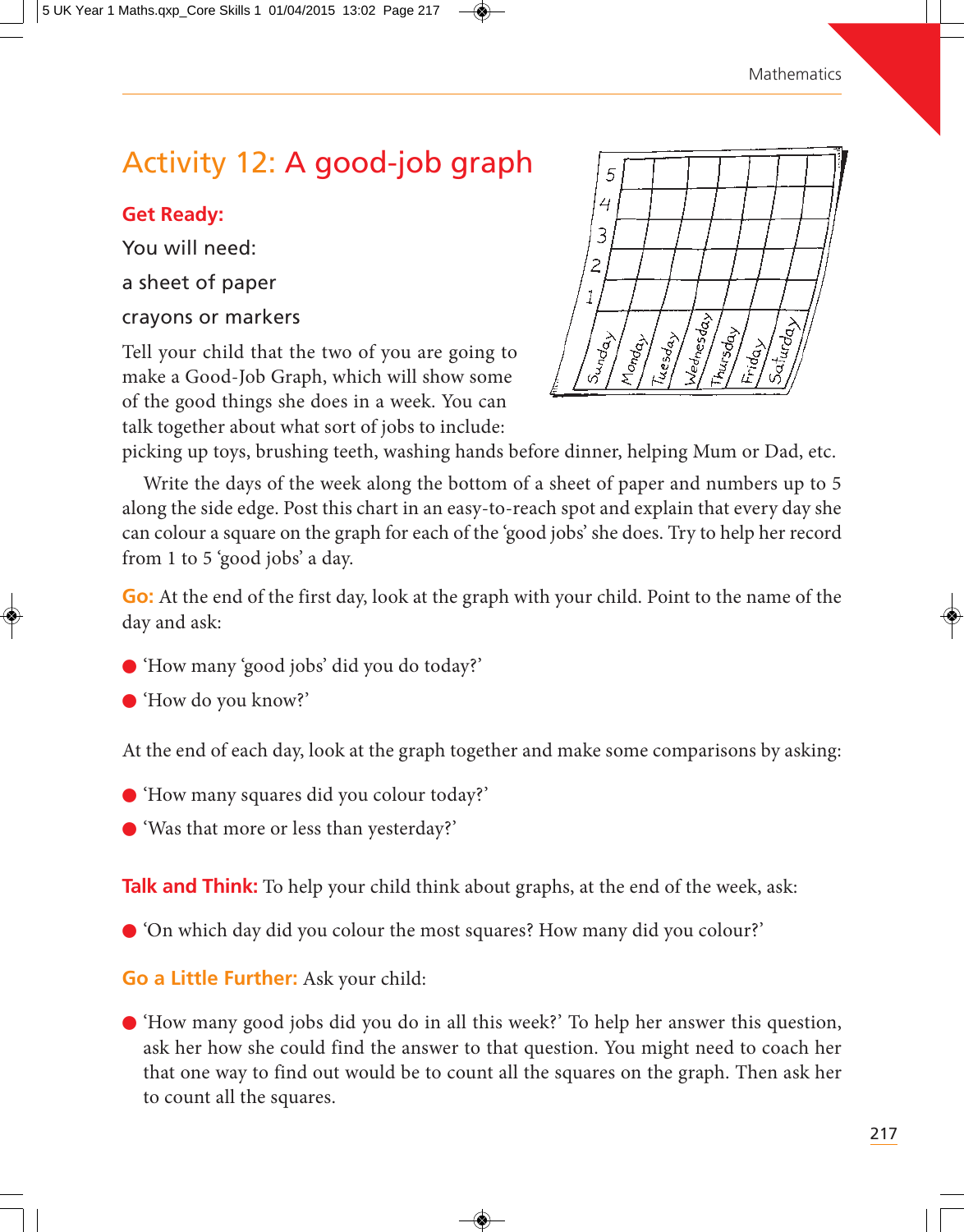# Activity 12: A good-job graph

**Get Ready:**

You will need:

a sheet of paper

crayons or markers

Tell your child that the two of you are going to make a Good-Job Graph, which will show some of the good things she does in a week. You can talk together about what sort of jobs to include: picking up toys, brushing teeth, washing hands before dinner, helping Mum or Dad, etc.

Write the days of the week along the bottom of a sheet of paper and numbers up to 5 along the side edge. Post this chart in an easy-to-reach spot and explain that every day she can colour a square on the graph for each of the 'good jobs' she does. Try to help her record from 1 to 5 'good jobs' a day.

**Go:** At the end of the first day, look at the graph with your child. Point to the name of the day and ask:

- 'How many 'good jobs' did you do today?'
- 'How do you know?'

At the end of each day, look at the graph together and make some comparisons by asking:

- 'How many squares did you colour today?'
- 'Was that more or less than yesterday?'

**Talk and Think:** To help your child think about graphs, at the end of the week, ask:

- 'On which day did you colour the most squares? How many did you colour?'

**Go a Little Further:** Ask your child:

- 'How many good jobs did you do in all this week?' To help her answer this question, ask her how she could find the answer to that question. You might need to coach her that one way to find out would be to count all the squares on the graph. Then ask her to count all the squares.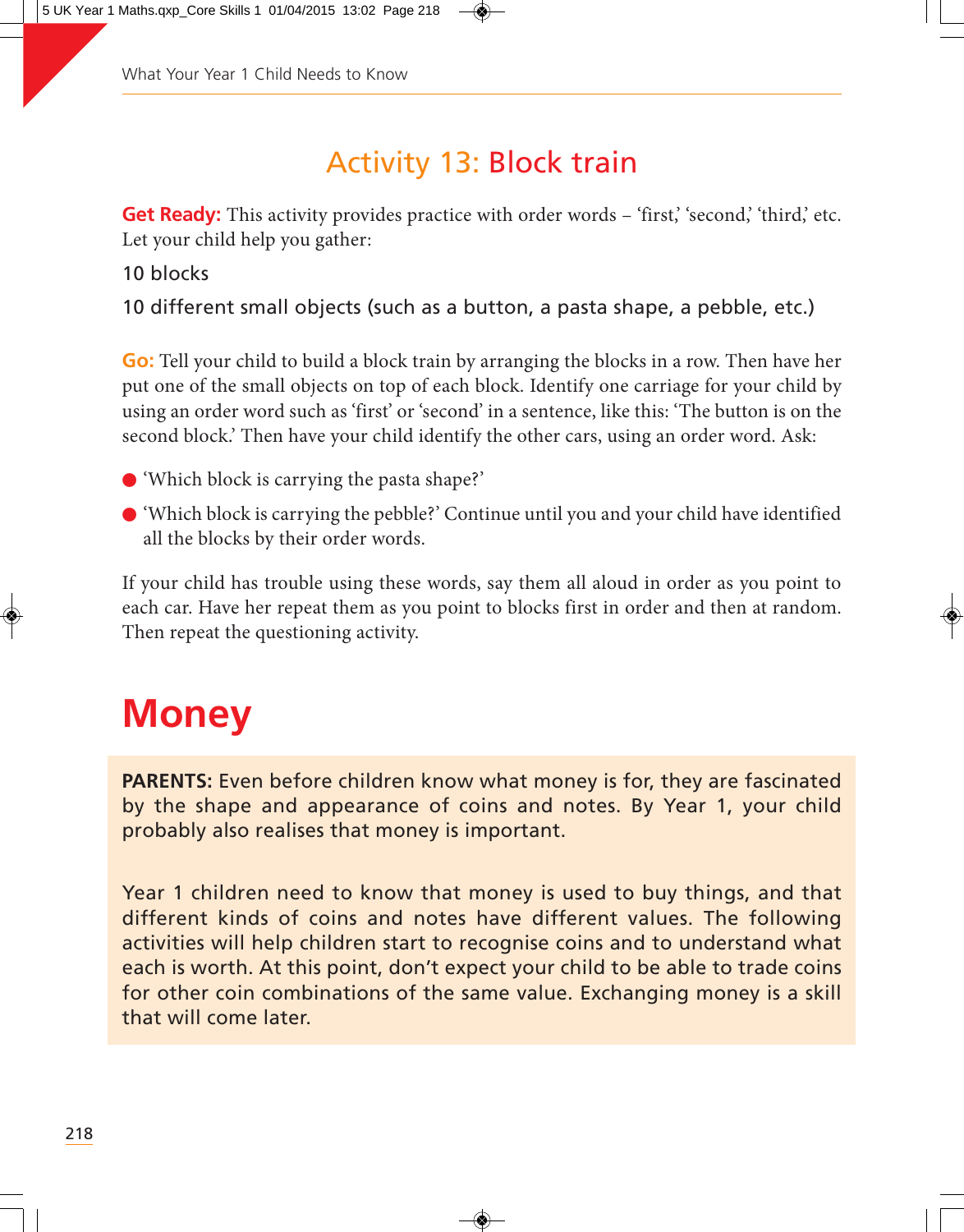## Activity 13: Block train

**Get Ready:** This activity provides practice with order words – 'first,' 'second,' 'third,' etc. Let your child help you gather:

10 blocks

10 different small objects (such as a button, a pasta shape, a pebble, etc.)

**Go:** Tell your child to build a block train by arranging the blocks in a row. Then have her put one of the small objects on top of each block. Identify one carriage for your child by using an order word such as 'first' or 'second' in a sentence, like this: 'The button is on the second block.' Then have your child identify the other cars, using an order word. Ask:

- 'Which block is carrying the pasta shape?'
- 'Which block is carrying the pebble?' Continue until you and your child have identified all the blocks by their order words.

If your child has trouble using these words, say them all aloud in order as you point to each car. Have her repeat them as you point to blocks first in order and then at random. Then repeat the questioning activity.

# Money

**PARENTS:** Even before children know what money is for, they are fascinated by the shape and appearance of coins and notes. By Year 1, your child probably also realises that money is important.

Year 1 children need to know that money is used to buy things, and that different kinds of coins and notes have different values. The following activities will help children start to recognise coins and to understand what each is worth. At this point, don't expect your child to be able to trade coins for other coin combinations of the same value. Exchanging money is a skill that will come later.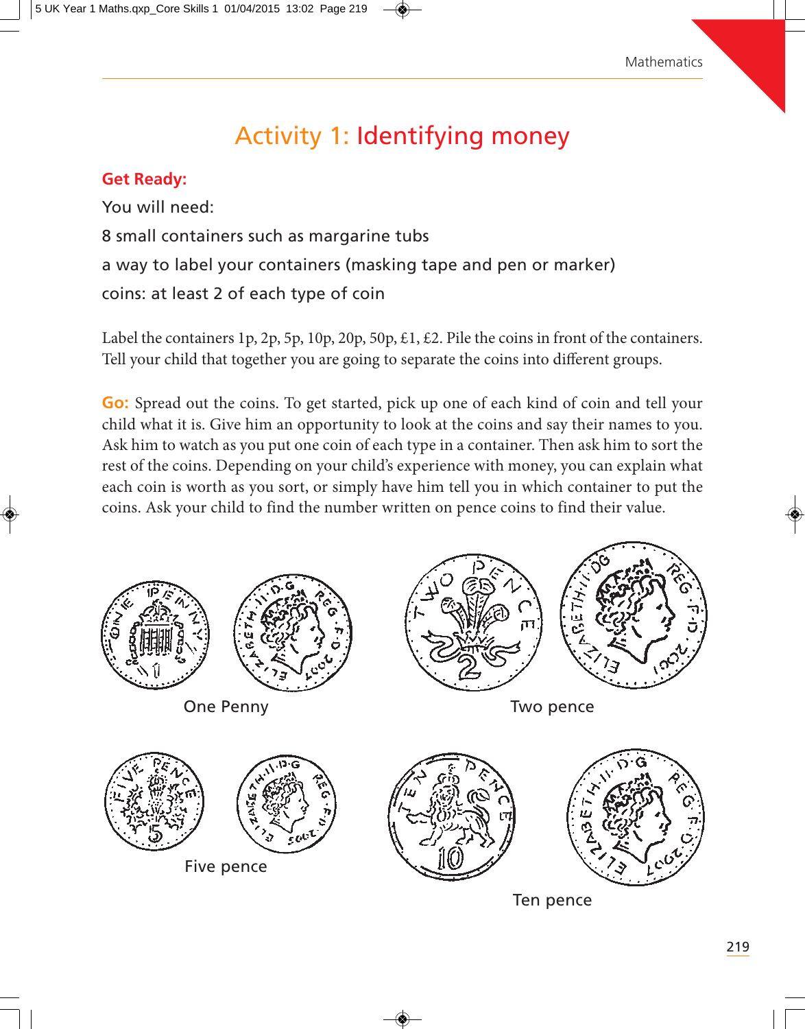# Activity 1: Identifying money

**Get Ready:**

You will need:

8 small containers such as margarine tubs

a way to label your containers (masking tape and pen or marker)

coins: at least 2 of each type of coin

Label the containers 1p, 2p, 5p, 10p, 20p, 50p, £1, £2. Pile the coins in front of the containers. Tell your child that together you are going to separate the coins into different groups.

**Go:** Spread out the coins. To get started, pick up one of each kind of coin and tell your child what it is. Give him an opportunity to look at the coins and say their names to you. Ask him to watch as you put one coin of each type in a container. Then ask him to sort the rest of the coins. Depending on your child's experience with money, you can explain what each coin is worth as you sort, or simply have him tell you in which container to put the coins. Ask your child to find the number written on pence coins to find their value.

One Penny

Two pence

Five pence

Ten pence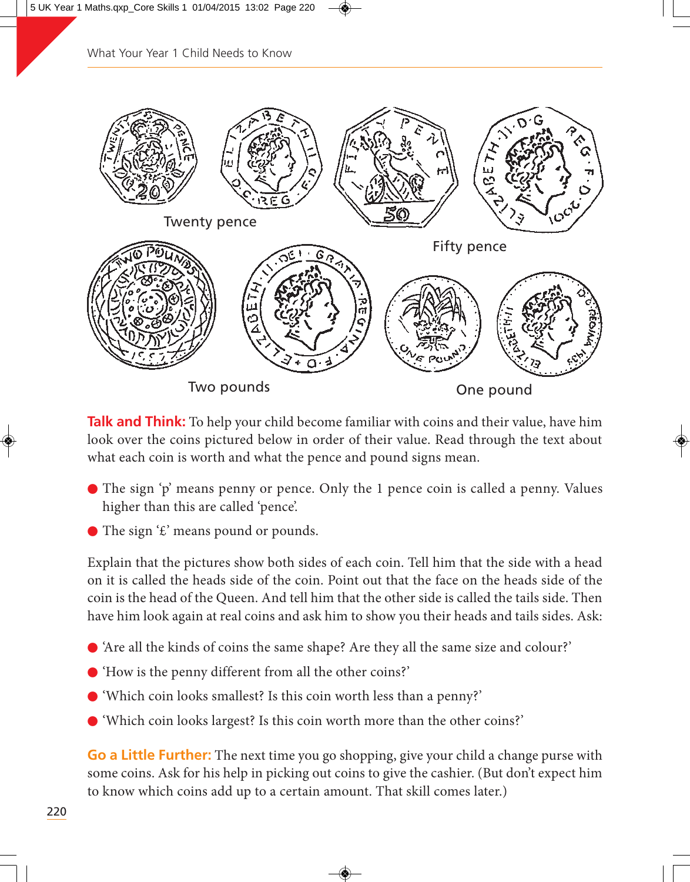Twenty pence

Fifty pence

Two pounds

One pound

**Talk and Think:** To help your child become familiar with coins and their value, have him look over the coins pictured below in order of their value. Read through the text about what each coin is worth and what the pence and pound signs mean.

- The sign 'p' means penny or pence. Only the 1 pence coin is called a penny. Values higher than this are called 'pence'.
- The sign '£' means pound or pounds.

Explain that the pictures show both sides of each coin. Tell him that the side with a head on it is called the heads side of the coin. Point out that the face on the heads side of the coin is the head of the Queen. And tell him that the other side is called the tails side. Then have him look again at real coins and ask him to show you their heads and tails sides. Ask:

- 'Are all the kinds of coins the same shape? Are they all the same size and colour?'
- 'How is the penny different from all the other coins?'
- 'Which coin looks smallest? Is this coin worth less than a penny?'
- 'Which coin looks largest? Is this coin worth more than the other coins?'

**Go a Little Further:** The next time you go shopping, give your child a change purse with some coins. Ask for his help in picking out coins to give the cashier. (But don't expect him to know which coins add up to a certain amount. That skill comes later.)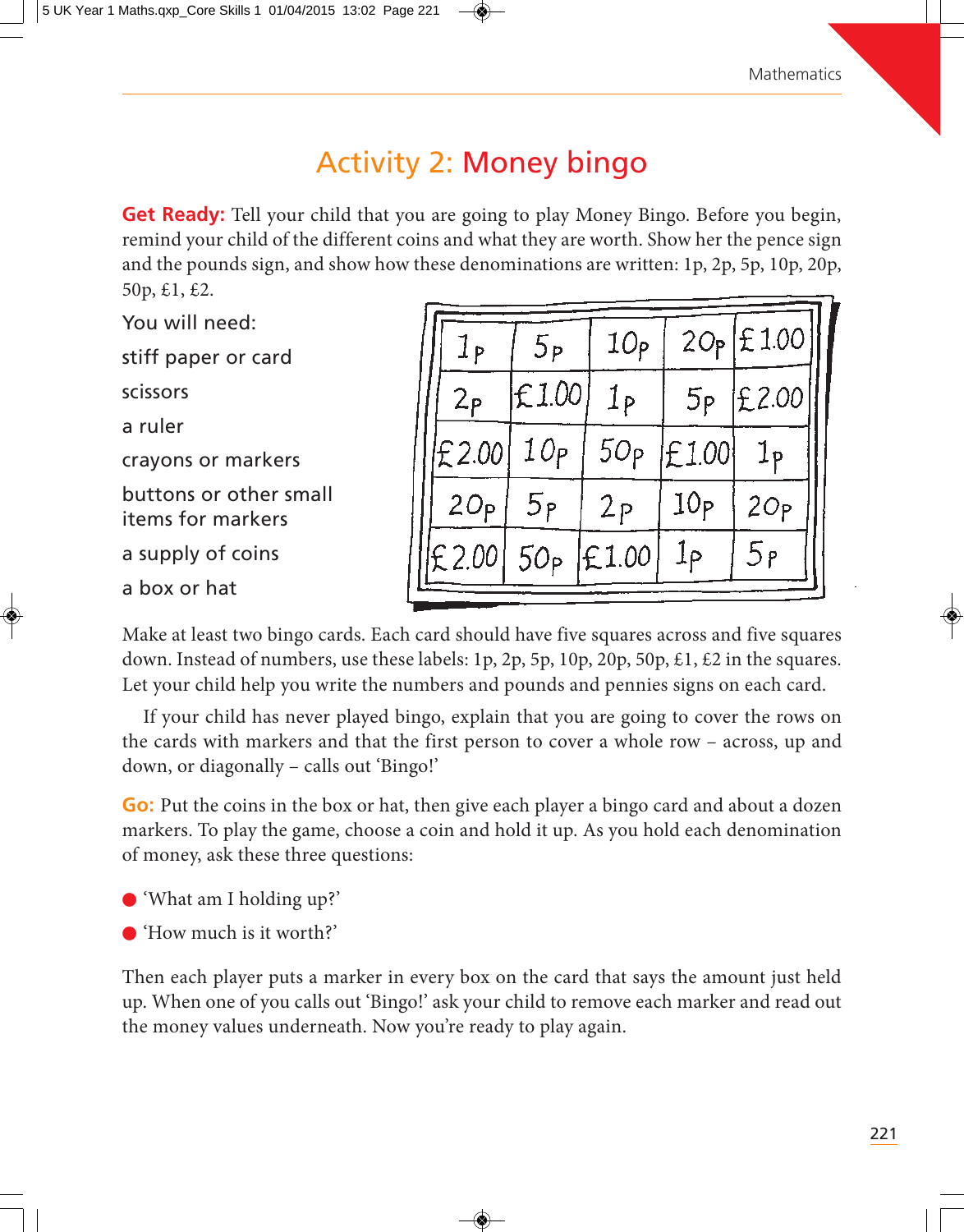# Activity 2: Money bingo

**Get Ready:** Tell your child that you are going to play Money Bingo. Before you begin, remind your child of the different coins and what they are worth. Show her the pence sign and the pounds sign, and show how these denominations are written: 1p, 2p, 5p, 10p, 20p, 50p, £1, £2.

You will need:

stiff paper or card

scissors

a ruler

crayons or markers

buttons or other small items for markers

a supply of coins

a box or hat

| 1p | 5p | 10p | 20p | £1.00 |
|---|---|---|---|---|
| 2p | £1.00 | 1p | 5p | £2.00 |
| £2.00 | 10p | 50p | £1.00 | 1p |
| 20p | 5p | 2p | 10p | 20p |
| £2.00 | 50p | £1.00 | 1p | 5p |

Make at least two bingo cards. Each card should have five squares across and five squares down. Instead of numbers, use these labels: 1p, 2p, 5p, 10p, 20p, 50p, £1, £2 in the squares. Let your child help you write the numbers and pounds and pennies signs on each card.

If your child has never played bingo, explain that you are going to cover the rows on the cards with markers and that the first person to cover a whole row – across, up and down, or diagonally – calls out 'Bingo!'

**Go:** Put the coins in the box or hat, then give each player a bingo card and about a dozen markers. To play the game, choose a coin and hold it up. As you hold each denomination of money, ask these three questions:

- 'What am I holding up?'
- 'How much is it worth?'

Then each player puts a marker in every box on the card that says the amount just held up. When one of you calls out 'Bingo!' ask your child to remove each marker and read out the money values underneath. Now you're ready to play again.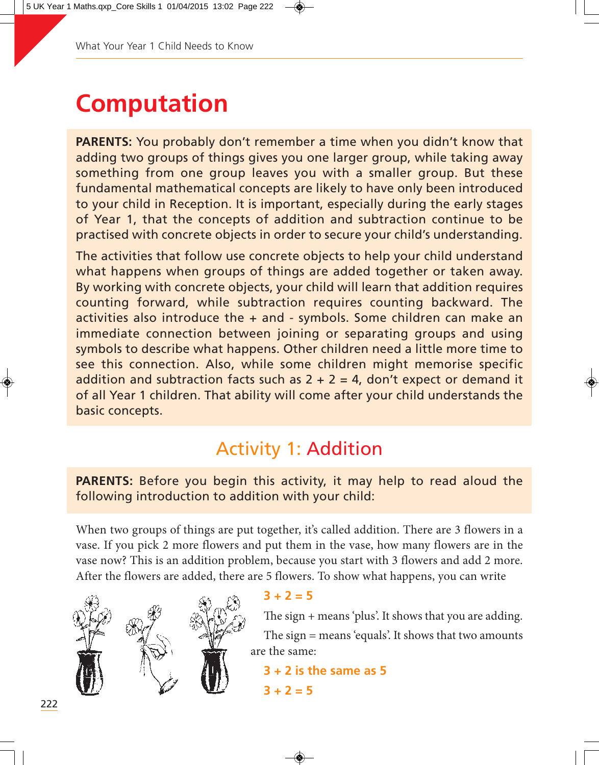# Computation

**PARENTS:** You probably don't remember a time when you didn't know that adding two groups of things gives you one larger group, while taking away something from one group leaves you with a smaller group. But these fundamental mathematical concepts are likely to have only been introduced to your child in Reception. It is important, especially during the early stages of Year 1, that the concepts of addition and subtraction continue to be practised with concrete objects in order to secure your child's understanding.

The activities that follow use concrete objects to help your child understand what happens when groups of things are added together or taken away. By working with concrete objects, your child will learn that addition requires counting forward, while subtraction requires counting backward. The activities also introduce the + and - symbols. Some children can make an immediate connection between joining or separating groups and using symbols to describe what happens. Other children need a little more time to see this connection. Also, while some children might memorise specific addition and subtraction facts such as 2 + 2 = 4, don't expect or demand it of all Year 1 children. That ability will come after your child understands the basic concepts.

## Activity 1: Addition

**PARENTS:** Before you begin this activity, it may help to read aloud the following introduction to addition with your child:

When two groups of things are put together, it's called addition. There are 3 flowers in a vase. If you pick 2 more flowers and put them in the vase, how many flowers are in the vase now? This is an addition problem, because you start with 3 flowers and add 2 more. After the flowers are added, there are 5 flowers. To show what happens, you can write

**3 + 2 = 5**

The sign + means 'plus'. It shows that you are adding.

The sign = means 'equals'. It shows that two amounts are the same:

**3 + 2 is the same as 5**

**3 + 2 = 5**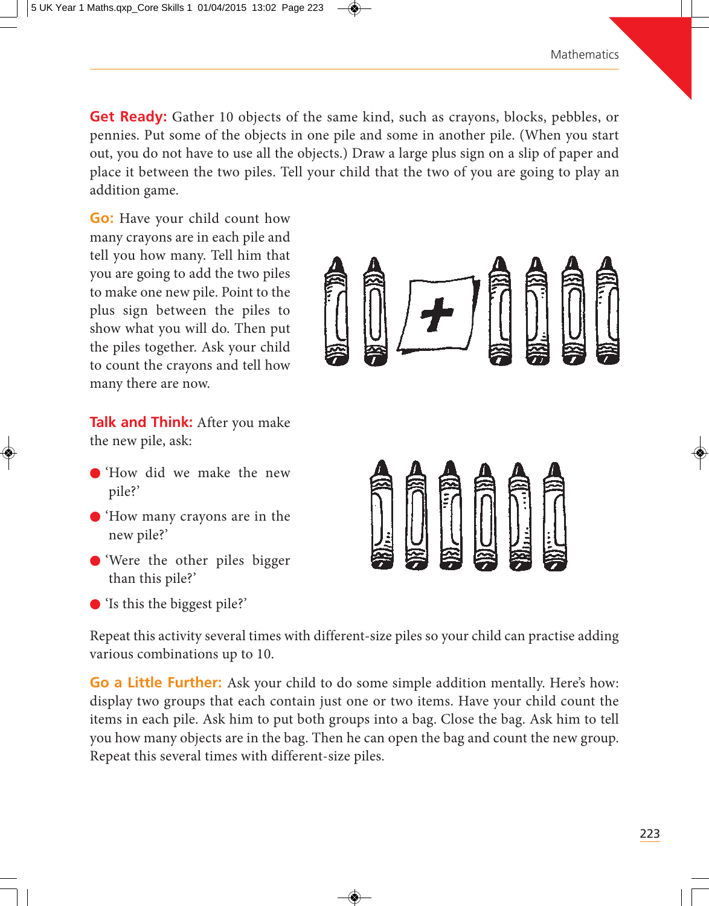**Get Ready:** Gather 10 objects of the same kind, such as crayons, blocks, pebbles, or pennies. Put some of the objects in one pile and some in another pile. (When you start out, you do not have to use all the objects.) Draw a large plus sign on a slip of paper and place it between the two piles. Tell your child that the two of you are going to play an addition game.

**Go:** Have your child count how many crayons are in each pile and tell you how many. Tell him that you are going to add the two piles to make one new pile. Point to the plus sign between the piles to show what you will do. Then put the piles together. Ask your child to count the crayons and tell how many there are now.

**Talk and Think:** After you make the new pile, ask:

- 'How did we make the new pile?'
- 'How many crayons are in the new pile?'
- 'Were the other piles bigger than this pile?'
- 'Is this the biggest pile?'

Repeat this activity several times with different-size piles so your child can practise adding various combinations up to 10.

**Go a Little Further:** Ask your child to do some simple addition mentally. Here's how: display two groups that each contain just one or two items. Have your child count the items in each pile. Ask him to put both groups into a bag. Close the bag. Ask him to tell you how many objects are in the bag. Then he can open the bag and count the new group. Repeat this several times with different-size piles.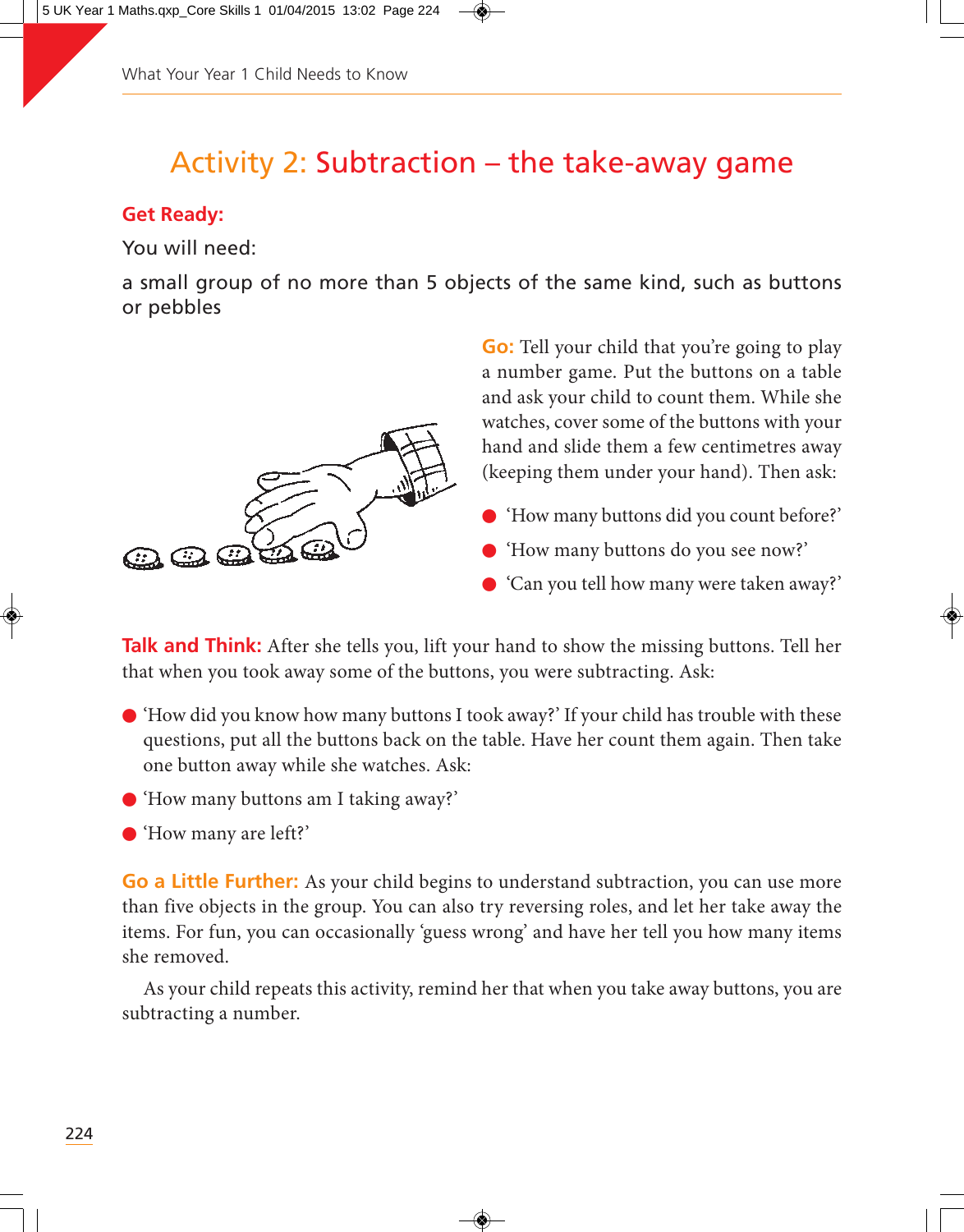# Activity 2: Subtraction – the take-away game

**Get Ready:**

You will need:

a small group of no more than 5 objects of the same kind, such as buttons or pebbles

**Go:** Tell your child that you're going to play a number game. Put the buttons on a table and ask your child to count them. While she watches, cover some of the buttons with your hand and slide them a few centimetres away (keeping them under your hand). Then ask:

- 'How many buttons did you count before?'
- 'How many buttons do you see now?'
- 'Can you tell how many were taken away?'

**Talk and Think:** After she tells you, lift your hand to show the missing buttons. Tell her that when you took away some of the buttons, you were subtracting. Ask:

- 'How did you know how many buttons I took away?' If your child has trouble with these questions, put all the buttons back on the table. Have her count them again. Then take one button away while she watches. Ask:
- 'How many buttons am I taking away?'
- 'How many are left?'

**Go a Little Further:** As your child begins to understand subtraction, you can use more than five objects in the group. You can also try reversing roles, and let her take away the items. For fun, you can occasionally 'guess wrong' and have her tell you how many items she removed.

As your child repeats this activity, remind her that when you take away buttons, you are subtracting a number.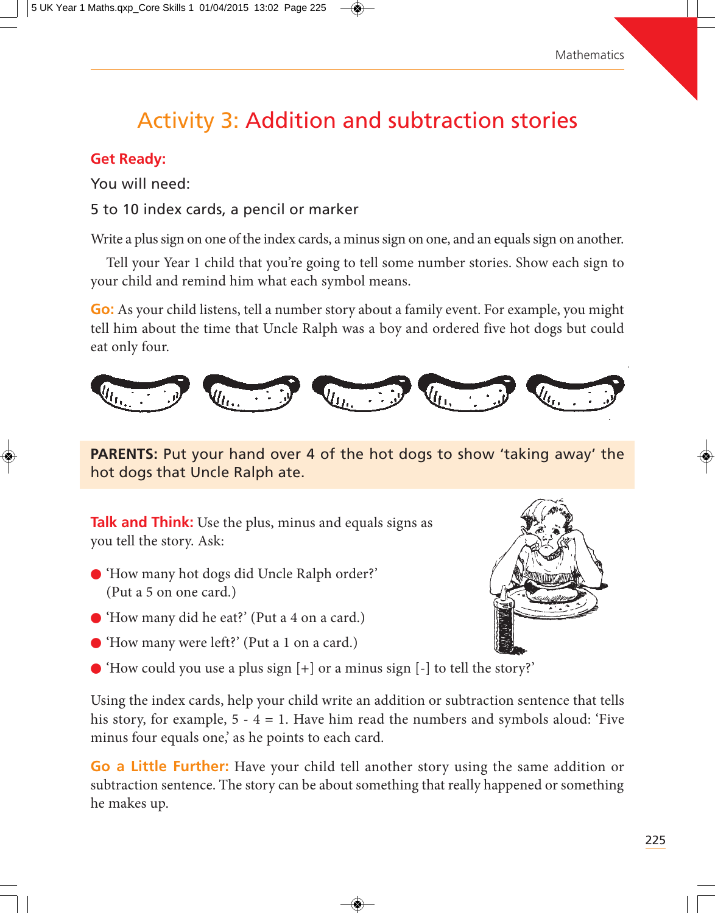# Activity 3: Addition and subtraction stories

**Get Ready:**

You will need:

5 to 10 index cards, a pencil or marker

Write a plus sign on one of the index cards, a minus sign on one, and an equals sign on another.

Tell your Year 1 child that you're going to tell some number stories. Show each sign to your child and remind him what each symbol means.

**Go:** As your child listens, tell a number story about a family event. For example, you might tell him about the time that Uncle Ralph was a boy and ordered five hot dogs but could eat only four.

**PARENTS:** Put your hand over 4 of the hot dogs to show 'taking away' the hot dogs that Uncle Ralph ate.

**Talk and Think:** Use the plus, minus and equals signs as you tell the story. Ask:

- 'How many hot dogs did Uncle Ralph order?' (Put a 5 on one card.)
- 'How many did he eat?' (Put a 4 on a card.)
- 'How many were left?' (Put a 1 on a card.)
- 'How could you use a plus sign [+] or a minus sign [-] to tell the story?'

Using the index cards, help your child write an addition or subtraction sentence that tells his story, for example, 5 - 4 = 1. Have him read the numbers and symbols aloud: 'Five minus four equals one,' as he points to each card.

**Go a Little Further:** Have your child tell another story using the same addition or subtraction sentence. The story can be about something that really happened or something he makes up.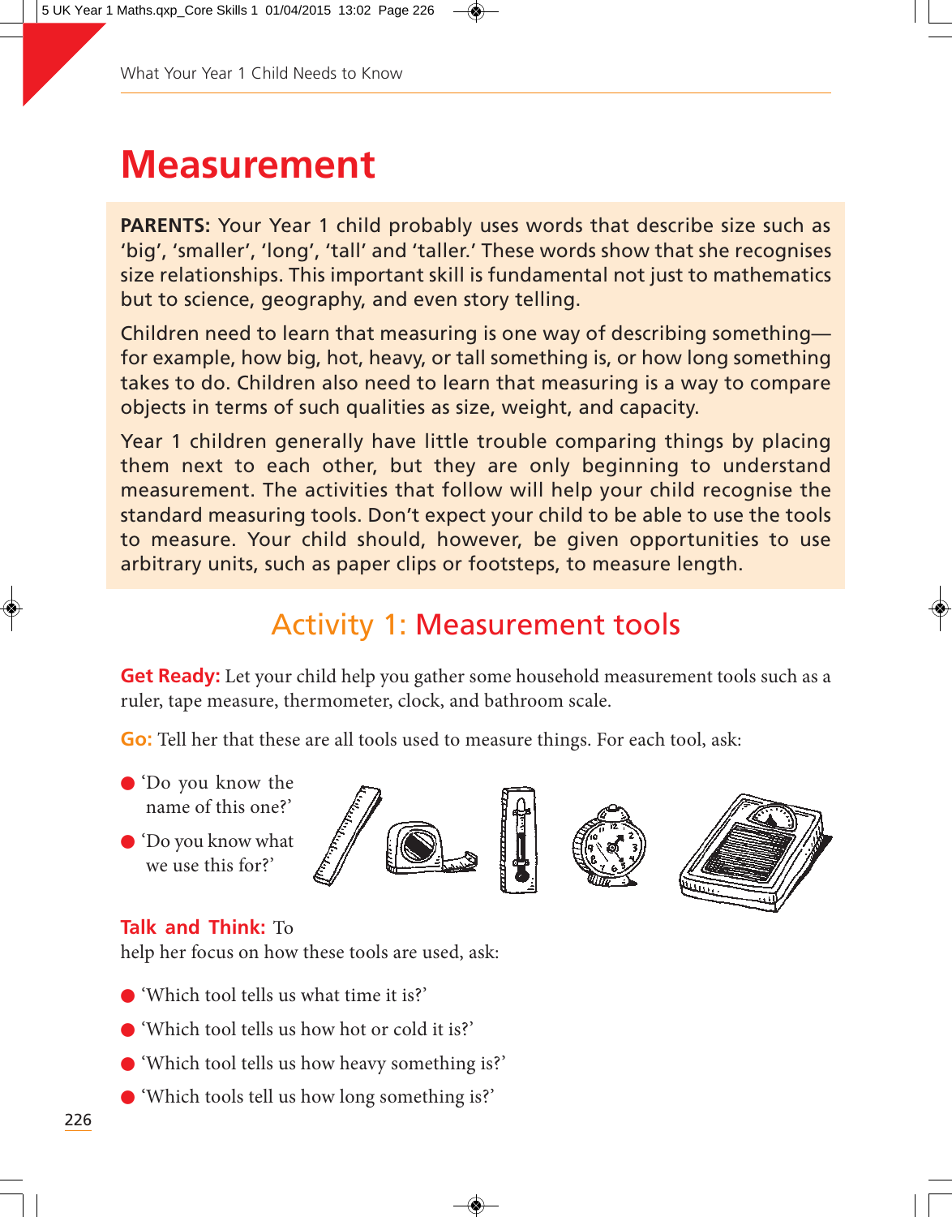# Measurement

**PARENTS:** Your Year 1 child probably uses words that describe size such as 'big', 'smaller', 'long', 'tall' and 'taller.' These words show that she recognises size relationships. This important skill is fundamental not just to mathematics but to science, geography, and even story telling.

Children need to learn that measuring is one way of describing something—for example, how big, hot, heavy, or tall something is, or how long something takes to do. Children also need to learn that measuring is a way to compare objects in terms of such qualities as size, weight, and capacity.

Year 1 children generally have little trouble comparing things by placing them next to each other, but they are only beginning to understand measurement. The activities that follow will help your child recognise the standard measuring tools. Don't expect your child to be able to use the tools to measure. Your child should, however, be given opportunities to use arbitrary units, such as paper clips or footsteps, to measure length.

## Activity 1: Measurement tools

**Get Ready:** Let your child help you gather some household measurement tools such as a ruler, tape measure, thermometer, clock, and bathroom scale.

**Go:** Tell her that these are all tools used to measure things. For each tool, ask:

- 'Do you know the name of this one?'
- 'Do you know what we use this for?'

**Talk and Think:** To help her focus on how these tools are used, ask:

- 'Which tool tells us what time it is?'
- 'Which tool tells us how hot or cold it is?'
- 'Which tool tells us how heavy something is?'
- 'Which tools tell us how long something is?'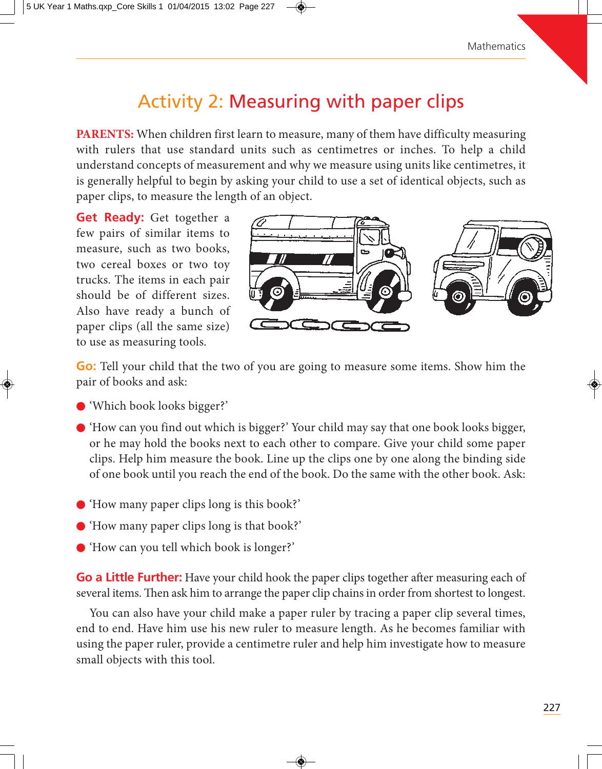# Activity 2: Measuring with paper clips

**PARENTS:** When children first learn to measure, many of them have difficulty measuring with rulers that use standard units such as centimetres or inches. To help a child understand concepts of measurement and why we measure using units like centimetres, it is generally helpful to begin by asking your child to use a set of identical objects, such as paper clips, to measure the length of an object.

**Get Ready:** Get together a few pairs of similar items to measure, such as two books, two cereal boxes or two toy trucks. The items in each pair should be of different sizes. Also have ready a bunch of paper clips (all the same size) to use as measuring tools.

**Go:** Tell your child that the two of you are going to measure some items. Show him the pair of books and ask:

- 'Which book looks bigger?'
- 'How can you find out which is bigger?' Your child may say that one book looks bigger, or he may hold the books next to each other to compare. Give your child some paper clips. Help him measure the book. Line up the clips one by one along the binding side of one book until you reach the end of the book. Do the same with the other book. Ask:
- 'How many paper clips long is this book?'
- 'How many paper clips long is that book?'
- 'How can you tell which book is longer?'

**Go a Little Further:** Have your child hook the paper clips together after measuring each of several items. Then ask him to arrange the paper clip chains in order from shortest to longest.

You can also have your child make a paper ruler by tracing a paper clip several times, end to end. Have him use his new ruler to measure length. As he becomes familiar with using the paper ruler, provide a centimetre ruler and help him investigate how to measure small objects with this tool.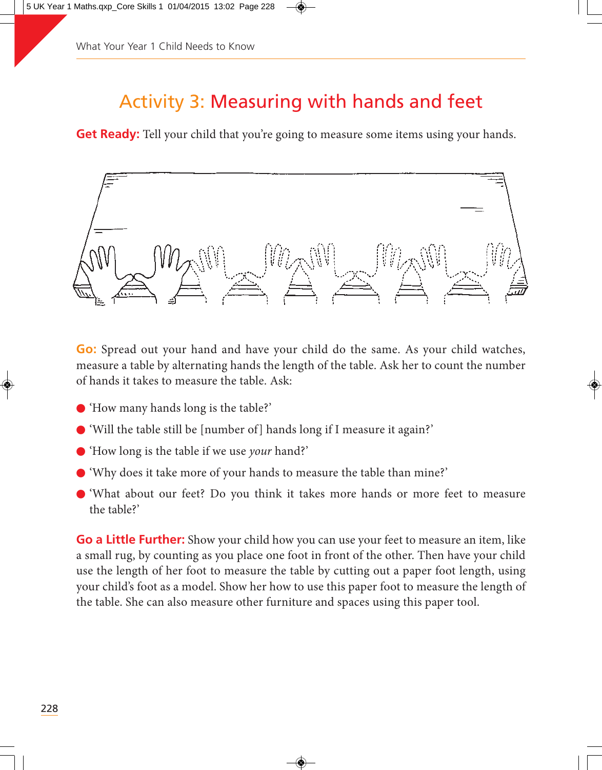# Activity 3: Measuring with hands and feet

**Get Ready:** Tell your child that you're going to measure some items using your hands.

**Go:** Spread out your hand and have your child do the same. As your child watches, measure a table by alternating hands the length of the table. Ask her to count the number of hands it takes to measure the table. Ask:

- 'How many hands long is the table?'
- 'Will the table still be [number of] hands long if I measure it again?'
- 'How long is the table if we use *your* hand?'
- 'Why does it take more of your hands to measure the table than mine?'
- 'What about our feet? Do you think it takes more hands or more feet to measure the table?'

**Go a Little Further:** Show your child how you can use your feet to measure an item, like a small rug, by counting as you place one foot in front of the other. Then have your child use the length of her foot to measure the table by cutting out a paper foot length, using your child's foot as a model. Show her how to use this paper foot to measure the length of the table. She can also measure other furniture and spaces using this paper tool.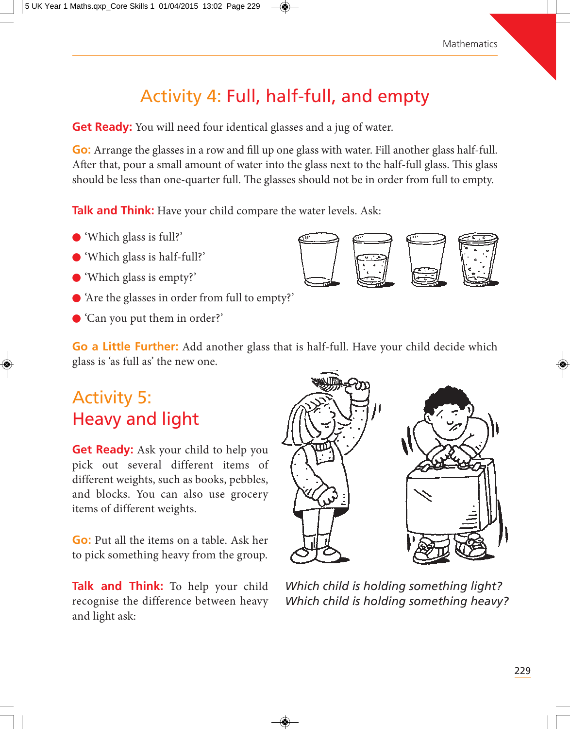# Activity 4: Full, half-full, and empty

**Get Ready:** You will need four identical glasses and a jug of water.

**Go:** Arrange the glasses in a row and fill up one glass with water. Fill another glass half-full. After that, pour a small amount of water into the glass next to the half-full glass. This glass should be less than one-quarter full. The glasses should not be in order from full to empty.

**Talk and Think:** Have your child compare the water levels. Ask:

- 'Which glass is full?'
- 'Which glass is half-full?'
- 'Which glass is empty?'
- 'Are the glasses in order from full to empty?'
- 'Can you put them in order?'

**Go a Little Further:** Add another glass that is half-full. Have your child decide which glass is 'as full as' the new one.

# Activity 5: Heavy and light

**Get Ready:** Ask your child to help you pick out several different items of different weights, such as books, pebbles, and blocks. You can also use grocery items of different weights.

**Go:** Put all the items on a table. Ask her to pick something heavy from the group.

**Talk and Think:** To help your child recognise the difference between heavy and light ask:

*Which child is holding something light?*
*Which child is holding something heavy?*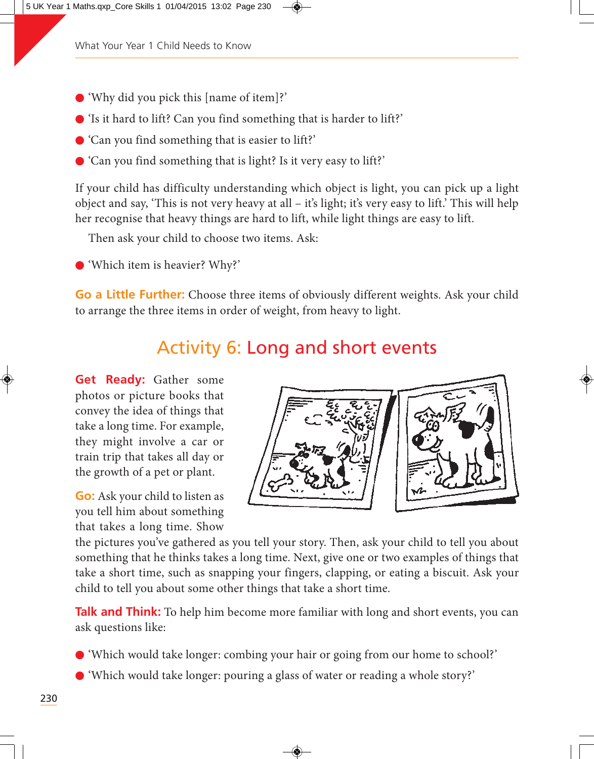- 'Why did you pick this [name of item]?'
- 'Is it hard to lift? Can you find something that is harder to lift?'
- 'Can you find something that is easier to lift?'
- 'Can you find something that is light? Is it very easy to lift?'

If your child has difficulty understanding which object is light, you can pick up a light object and say, 'This is not very heavy at all – it's light; it's very easy to lift.' This will help her recognise that heavy things are hard to lift, while light things are easy to lift.

Then ask your child to choose two items. Ask:

- 'Which item is heavier? Why?'

**Go a Little Further:** Choose three items of obviously different weights. Ask your child to arrange the three items in order of weight, from heavy to light.

## Activity 6: Long and short events

**Get Ready:** Gather some photos or picture books that convey the idea of things that take a long time. For example, they might involve a car or train trip that takes all day or the growth of a pet or plant.

**Go:** Ask your child to listen as you tell him about something that takes a long time. Show the pictures you've gathered as you tell your story. Then, ask your child to tell you about something that he thinks takes a long time. Next, give one or two examples of things that take a short time, such as snapping your fingers, clapping, or eating a biscuit. Ask your child to tell you about some other things that take a short time.

**Talk and Think:** To help him become more familiar with long and short events, you can ask questions like:

- 'Which would take longer: combing your hair or going from our home to school?'
- 'Which would take longer: pouring a glass of water or reading a whole story?'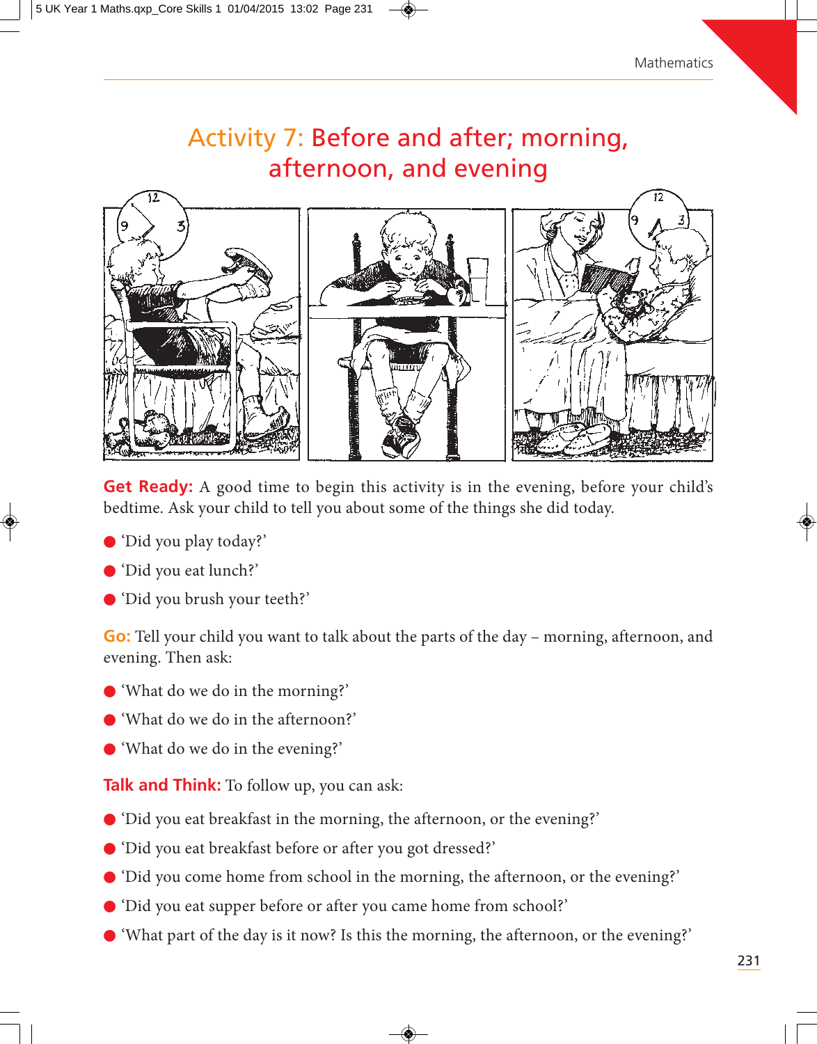# Activity 7: Before and after; morning, afternoon, and evening

**Get Ready:** A good time to begin this activity is in the evening, before your child's bedtime. Ask your child to tell you about some of the things she did today.

- 'Did you play today?'
- 'Did you eat lunch?'
- 'Did you brush your teeth?'

**Go:** Tell your child you want to talk about the parts of the day – morning, afternoon, and evening. Then ask:

- 'What do we do in the morning?'
- 'What do we do in the afternoon?'
- 'What do we do in the evening?'

**Talk and Think:** To follow up, you can ask:

- 'Did you eat breakfast in the morning, the afternoon, or the evening?'
- 'Did you eat breakfast before or after you got dressed?'
- 'Did you come home from school in the morning, the afternoon, or the evening?'
- 'Did you eat supper before or after you came home from school?'
- 'What part of the day is it now? Is this the morning, the afternoon, or the evening?'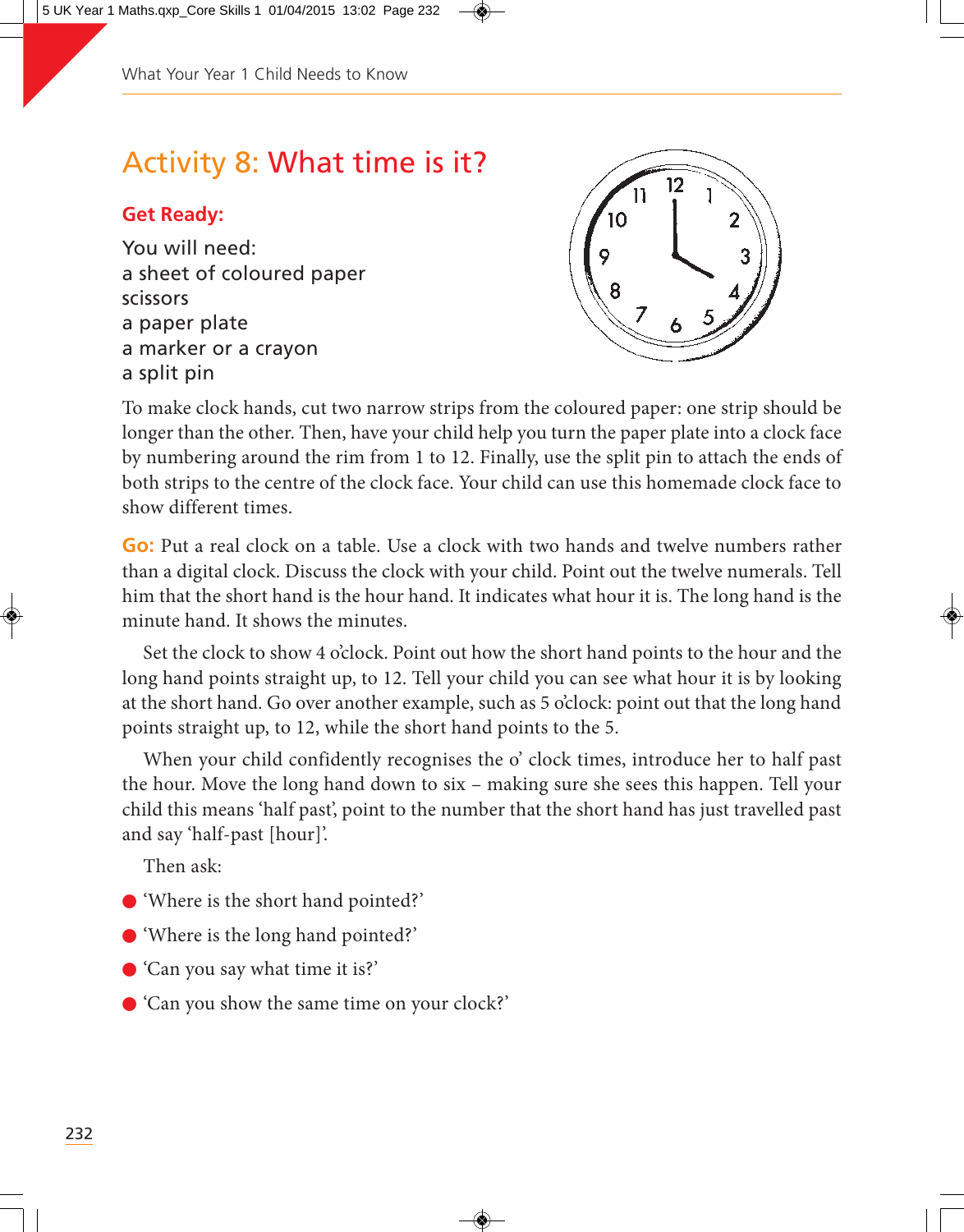## Activity 8: What time is it?

### Get Ready:

You will need:
a sheet of coloured paper
scissors
a paper plate
a marker or a crayon
a split pin

To make clock hands, cut two narrow strips from the coloured paper: one strip should be longer than the other. Then, have your child help you turn the paper plate into a clock face by numbering around the rim from 1 to 12. Finally, use the split pin to attach the ends of both strips to the centre of the clock face. Your child can use this homemade clock face to show different times.

**Go:** Put a real clock on a table. Use a clock with two hands and twelve numbers rather than a digital clock. Discuss the clock with your child. Point out the twelve numerals. Tell him that the short hand is the hour hand. It indicates what hour it is. The long hand is the minute hand. It shows the minutes.

Set the clock to show 4 o'clock. Point out how the short hand points to the hour and the long hand points straight up, to 12. Tell your child you can see what hour it is by looking at the short hand. Go over another example, such as 5 o'clock: point out that the long hand points straight up, to 12, while the short hand points to the 5.

When your child confidently recognises the o' clock times, introduce her to half past the hour. Move the long hand down to six – making sure she sees this happen. Tell your child this means 'half past', point to the number that the short hand has just travelled past and say 'half-past [hour]'.

Then ask:

- 'Where is the short hand pointed?'
- 'Where is the long hand pointed?'
- 'Can you say what time it is?'
- 'Can you show the same time on your clock?'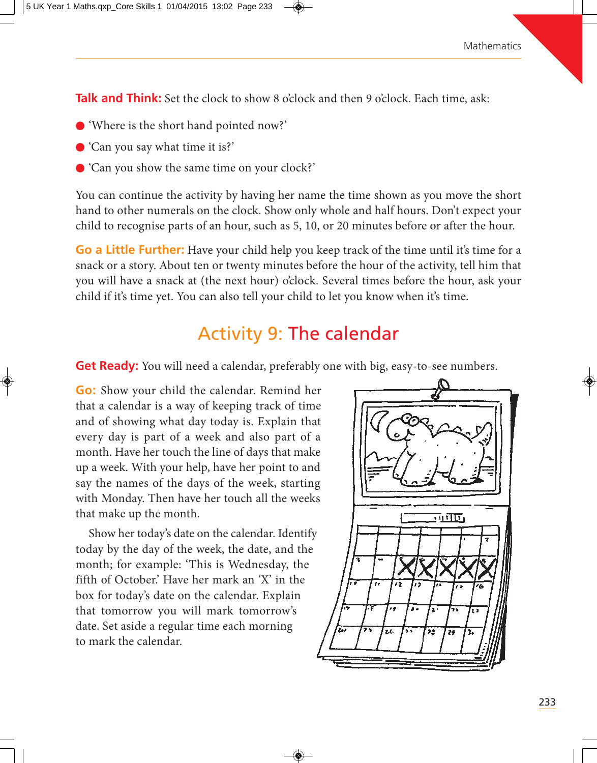**Talk and Think:** Set the clock to show 8 o'clock and then 9 o'clock. Each time, ask:

- 'Where is the short hand pointed now?'
- 'Can you say what time it is?'
- 'Can you show the same time on your clock?'

You can continue the activity by having her name the time shown as you move the short hand to other numerals on the clock. Show only whole and half hours. Don't expect your child to recognise parts of an hour, such as 5, 10, or 20 minutes before or after the hour.

**Go a Little Further:** Have your child help you keep track of the time until it's time for a snack or a story. About ten or twenty minutes before the hour of the activity, tell him that you will have a snack at (the next hour) o'clock. Several times before the hour, ask your child if it's time yet. You can also tell your child to let you know when it's time.

## Activity 9: The calendar

**Get Ready:** You will need a calendar, preferably one with big, easy-to-see numbers.

**Go:** Show your child the calendar. Remind her that a calendar is a way of keeping track of time and of showing what day today is. Explain that every day is part of a week and also part of a month. Have her touch the line of days that make up a week. With your help, have her point to and say the names of the days of the week, starting with Monday. Then have her touch all the weeks that make up the month.

Show her today's date on the calendar. Identify today by the day of the week, the date, and the month; for example: 'This is Wednesday, the fifth of October.' Have her mark an 'X' in the box for today's date on the calendar. Explain that tomorrow you will mark tomorrow's date. Set aside a regular time each morning to mark the calendar.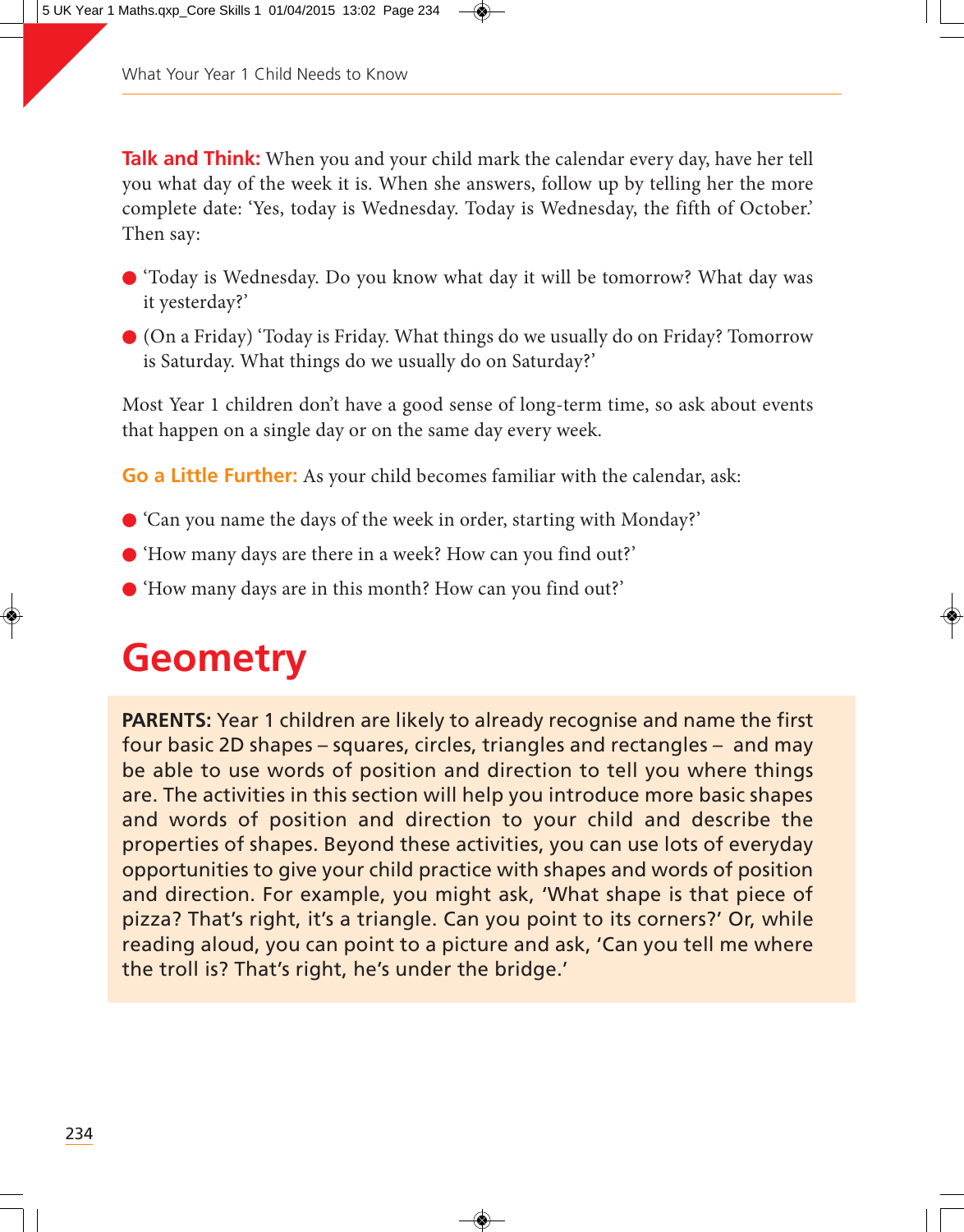**Talk and Think:** When you and your child mark the calendar every day, have her tell you what day of the week it is. When she answers, follow up by telling her the more complete date: 'Yes, today is Wednesday. Today is Wednesday, the fifth of October.' Then say:

- 'Today is Wednesday. Do you know what day it will be tomorrow? What day was it yesterday?'
- (On a Friday) 'Today is Friday. What things do we usually do on Friday? Tomorrow is Saturday. What things do we usually do on Saturday?'

Most Year 1 children don't have a good sense of long-term time, so ask about events that happen on a single day or on the same day every week.

**Go a Little Further:** As your child becomes familiar with the calendar, ask:

- 'Can you name the days of the week in order, starting with Monday?'
- 'How many days are there in a week? How can you find out?'
- 'How many days are in this month? How can you find out?'

# Geometry

**PARENTS:** Year 1 children are likely to already recognise and name the first four basic 2D shapes – squares, circles, triangles and rectangles – and may be able to use words of position and direction to tell you where things are. The activities in this section will help you introduce more basic shapes and words of position and direction to your child and describe the properties of shapes. Beyond these activities, you can use lots of everyday opportunities to give your child practice with shapes and words of position and direction. For example, you might ask, 'What shape is that piece of pizza? That's right, it's a triangle. Can you point to its corners?' Or, while reading aloud, you can point to a picture and ask, 'Can you tell me where the troll is? That's right, he's under the bridge.'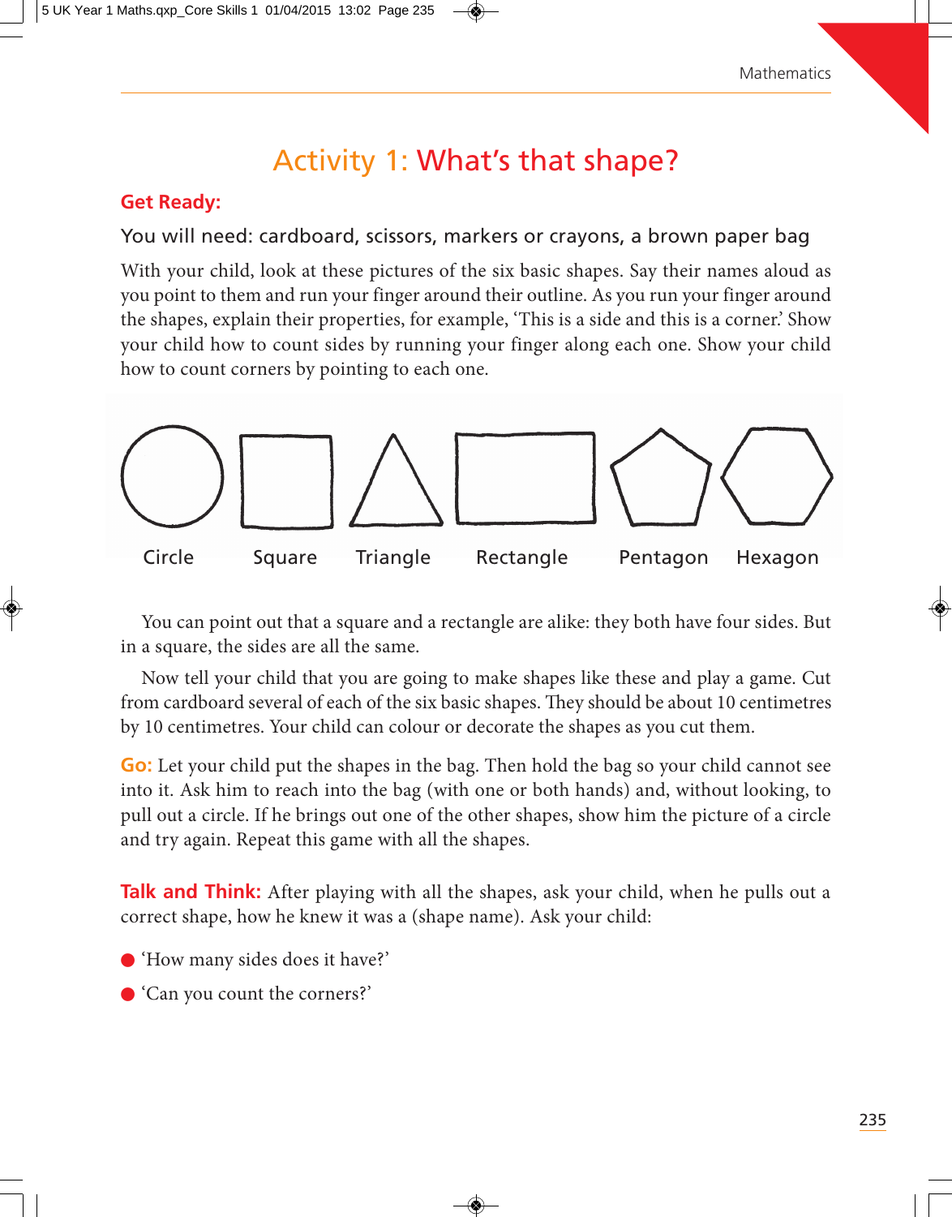# Activity 1: What's that shape?

**Get Ready:**

You will need: cardboard, scissors, markers or crayons, a brown paper bag

With your child, look at these pictures of the six basic shapes. Say their names aloud as you point to them and run your finger around their outline. As you run your finger around the shapes, explain their properties, for example, 'This is a side and this is a corner.' Show your child how to count sides by running your finger along each one. Show your child how to count corners by pointing to each one.

Circle Square Triangle Rectangle Pentagon Hexagon

You can point out that a square and a rectangle are alike: they both have four sides. But in a square, the sides are all the same.

Now tell your child that you are going to make shapes like these and play a game. Cut from cardboard several of each of the six basic shapes. They should be about 10 centimetres by 10 centimetres. Your child can colour or decorate the shapes as you cut them.

**Go:** Let your child put the shapes in the bag. Then hold the bag so your child cannot see into it. Ask him to reach into the bag (with one or both hands) and, without looking, to pull out a circle. If he brings out one of the other shapes, show him the picture of a circle and try again. Repeat this game with all the shapes.

**Talk and Think:** After playing with all the shapes, ask your child, when he pulls out a correct shape, how he knew it was a (shape name). Ask your child:

- 'How many sides does it have?'
- 'Can you count the corners?'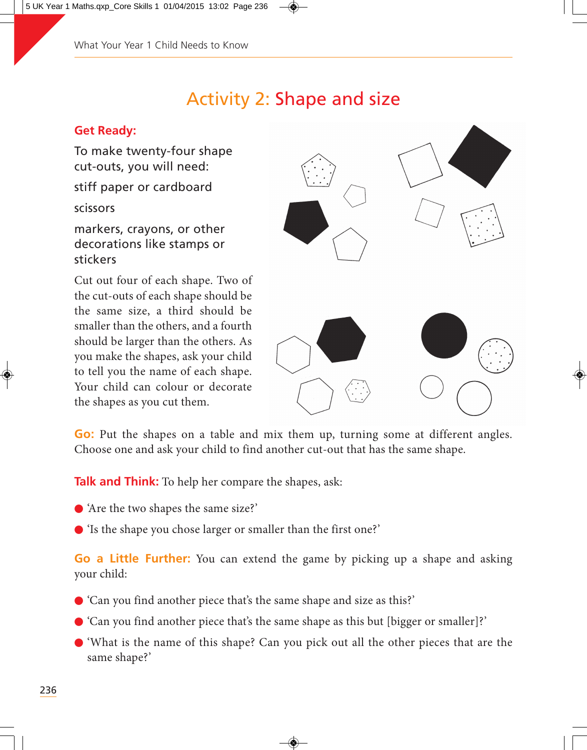# Activity 2: Shape and size

**Get Ready:**

To make twenty-four shape cut-outs, you will need:

stiff paper or cardboard

scissors

markers, crayons, or other decorations like stamps or stickers

Cut out four of each shape. Two of the cut-outs of each shape should be the same size, a third should be smaller than the others, and a fourth should be larger than the others. As you make the shapes, ask your child to tell you the name of each shape. Your child can colour or decorate the shapes as you cut them.

**Go:** Put the shapes on a table and mix them up, turning some at different angles. Choose one and ask your child to find another cut-out that has the same shape.

**Talk and Think:** To help her compare the shapes, ask:

- 'Are the two shapes the same size?'
- 'Is the shape you chose larger or smaller than the first one?'

**Go a Little Further:** You can extend the game by picking up a shape and asking your child:

- 'Can you find another piece that's the same shape and size as this?'
- 'Can you find another piece that's the same shape as this but [bigger or smaller]?'
- 'What is the name of this shape? Can you pick out all the other pieces that are the same shape?'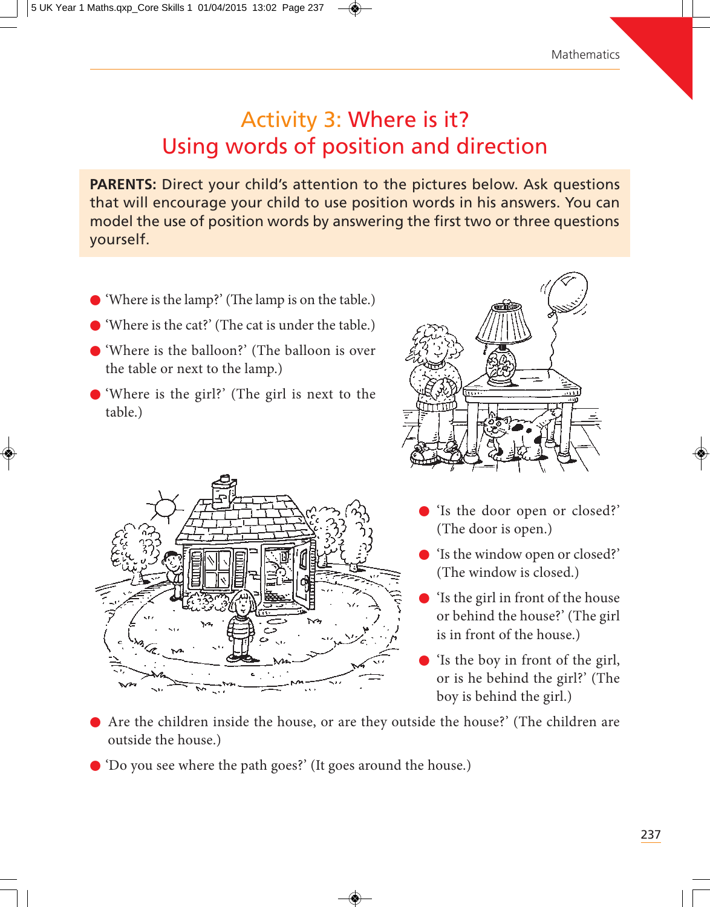# Activity 3: Where is it?
## Using words of position and direction

**PARENTS:** Direct your child's attention to the pictures below. Ask questions that will encourage your child to use position words in his answers. You can model the use of position words by answering the first two or three questions yourself.

- 'Where is the lamp?' (The lamp is on the table.)
- 'Where is the cat?' (The cat is under the table.)
- 'Where is the balloon?' (The balloon is over the table or next to the lamp.)
- 'Where is the girl?' (The girl is next to the table.)

- 'Is the door open or closed?' (The door is open.)
- 'Is the window open or closed?' (The window is closed.)
- 'Is the girl in front of the house or behind the house?' (The girl is in front of the house.)
- 'Is the boy in front of the girl, or is he behind the girl?' (The boy is behind the girl.)
- Are the children inside the house, or are they outside the house?' (The children are outside the house.)
- 'Do you see where the path goes?' (It goes around the house.)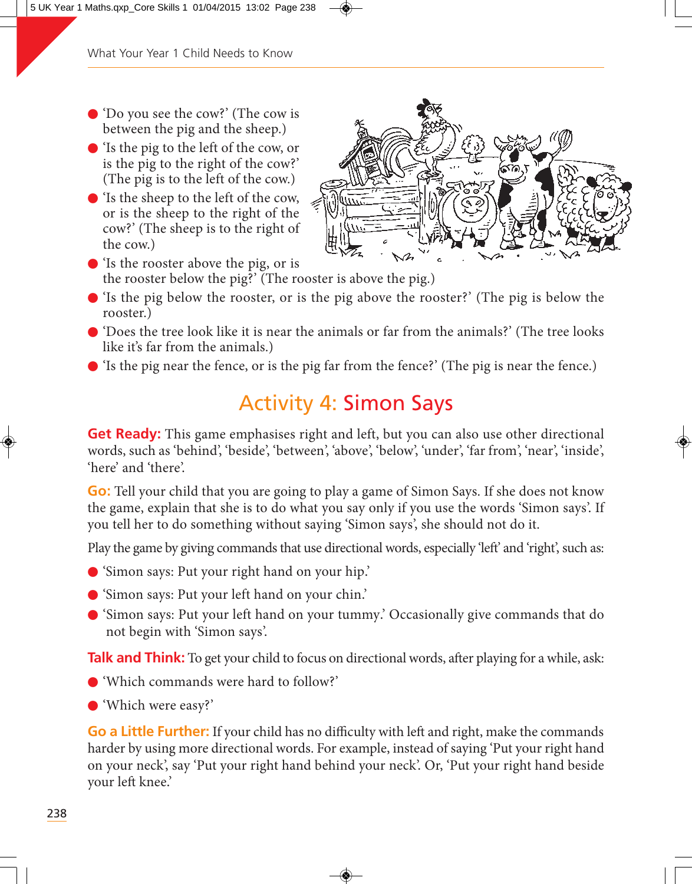- 'Do you see the cow?' (The cow is between the pig and the sheep.)
- 'Is the pig to the left of the cow, or is the pig to the right of the cow?' (The pig is to the left of the cow.)
- 'Is the sheep to the left of the cow, or is the sheep to the right of the cow?' (The sheep is to the right of the cow.)
- 'Is the rooster above the pig, or is the rooster below the pig?' (The rooster is above the pig.)
- 'Is the pig below the rooster, or is the pig above the rooster?' (The pig is below the rooster.)
- 'Does the tree look like it is near the animals or far from the animals?' (The tree looks like it's far from the animals.)
- 'Is the pig near the fence, or is the pig far from the fence?' (The pig is near the fence.)

## Activity 4: Simon Says

**Get Ready:** This game emphasises right and left, but you can also use other directional words, such as 'behind', 'beside', 'between', 'above', 'below', 'under', 'far from', 'near', 'inside', 'here' and 'there'.

**Go:** Tell your child that you are going to play a game of Simon Says. If she does not know the game, explain that she is to do what you say only if you use the words 'Simon says'. If you tell her to do something without saying 'Simon says', she should not do it.

Play the game by giving commands that use directional words, especially 'left' and 'right', such as:

- 'Simon says: Put your right hand on your hip.'
- 'Simon says: Put your left hand on your chin.'
- 'Simon says: Put your left hand on your tummy.' Occasionally give commands that do not begin with 'Simon says'.

**Talk and Think:** To get your child to focus on directional words, after playing for a while, ask:

- 'Which commands were hard to follow?'
- 'Which were easy?'

**Go a Little Further:** If your child has no difficulty with left and right, make the commands harder by using more directional words. For example, instead of saying 'Put your right hand on your neck', say 'Put your right hand behind your neck'. Or, 'Put your right hand beside your left knee.'